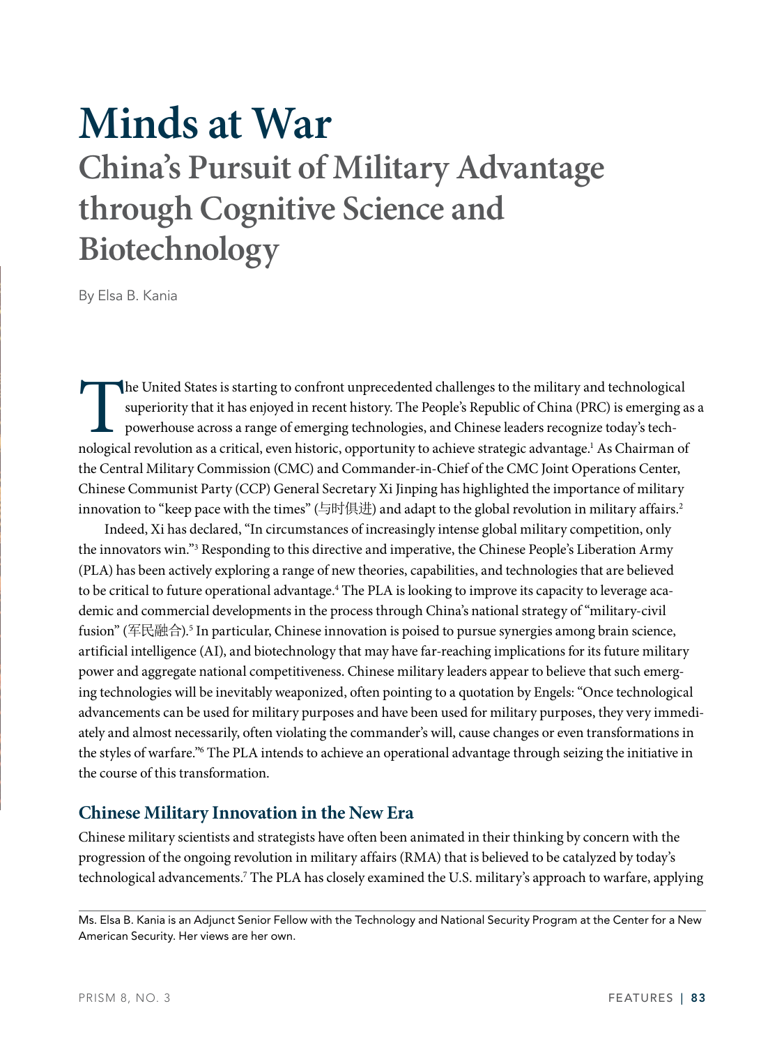# Minds at War

## China's Pursuit of Military Advantage through Cognitive Science and Biotechnology

By Elsa B. Kania

The United States is starting to confront unprecedented challenges to the military and technological superiority that it has enjoyed in recent history. The People's Republic of China (PRC) is emerging as a powerhouse across a range of emerging technologies, and Chinese leaders recognize today's technological revolution as a critical, even historic, opportunity to achieve strategic advantage.[1] As Chairman of the Central Military Commission (CMC) and Commander-in-Chief of the CMC Joint Operations Center, Chinese Communist Party (CCP) General Secretary Xi Jinping has highlighted the importance of military innovation to "keep pace with the times" (与时俱进) and adapt to the global revolution in military affairs.[2]

Indeed, Xi has declared, "In circumstances of increasingly intense global military competition, only the innovators win."[3] Responding to this directive and imperative, the Chinese People's Liberation Army (PLA) has been actively exploring a range of new theories, capabilities, and technologies that are believed to be critical to future operational advantage.[4] The PLA is looking to improve its capacity to leverage academic and commercial developments in the process through China's national strategy of "military-civil fusion" (军民融合).[5] In particular, Chinese innovation is poised to pursue synergies among brain science, artificial intelligence (AI), and biotechnology that may have far-reaching implications for its future military power and aggregate national competitiveness. Chinese military leaders appear to believe that such emerging technologies will be inevitably weaponized, often pointing to a quotation by Engels: "Once technological advancements can be used for military purposes and have been used for military purposes, they very immediately and almost necessarily, often violating the commander's will, cause changes or even transformations in the styles of warfare."[6] The PLA intends to achieve an operational advantage through seizing the initiative in the course of this transformation.

### Chinese Military Innovation in the New Era

Chinese military scientists and strategists have often been animated in their thinking by concern with the progression of the ongoing revolution in military affairs (RMA) that is believed to be catalyzed by today's technological advancements.[7] The PLA has closely examined the U.S. military's approach to warfare, applying

Ms. Elsa B. Kania is an Adjunct Senior Fellow with the Technology and National Security Program at the Center for a New American Security. Her views are her own.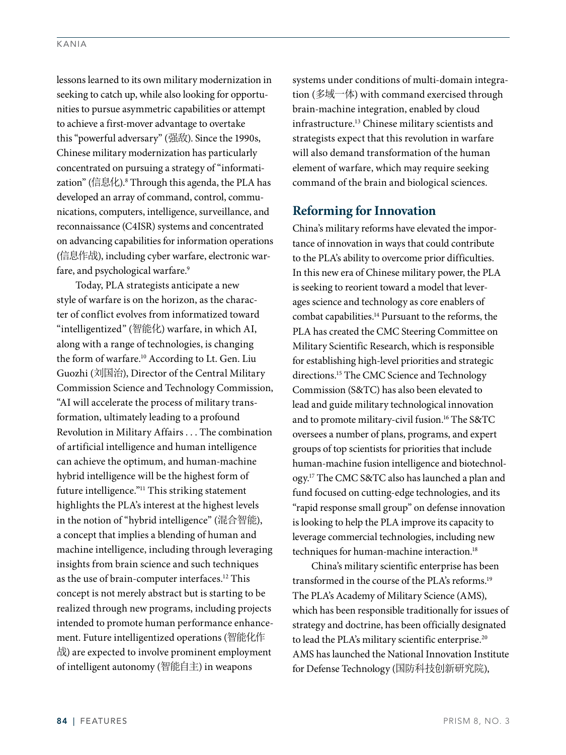lessons learned to its own military modernization in seeking to catch up, while also looking for opportunities to pursue asymmetric capabilities or attempt to achieve a first-mover advantage to overtake this "powerful adversary" (强敌). Since the 1990s, Chinese military modernization has particularly concentrated on pursuing a strategy of "informatization" (信息化).[8] Through this agenda, the PLA has developed an array of command, control, communications, computers, intelligence, surveillance, and reconnaissance (C4ISR) systems and concentrated on advancing capabilities for information operations (信息作战), including cyber warfare, electronic warfare, and psychological warfare.[9]

Today, PLA strategists anticipate a new style of warfare is on the horizon, as the character of conflict evolves from informatized toward "intelligentized" (智能化) warfare, in which AI, along with a range of technologies, is changing the form of warfare.[10] According to Lt. Gen. Liu Guozhi (刘国治), Director of the Central Military Commission Science and Technology Commission, "AI will accelerate the process of military transformation, ultimately leading to a profound Revolution in Military Affairs . . . The combination of artificial intelligence and human intelligence can achieve the optimum, and human-machine hybrid intelligence will be the highest form of future intelligence."[11] This striking statement highlights the PLA's interest at the highest levels in the notion of "hybrid intelligence" (混合智能), a concept that implies a blending of human and machine intelligence, including through leveraging insights from brain science and such techniques as the use of brain-computer interfaces.[12] This concept is not merely abstract but is starting to be realized through new programs, including projects intended to promote human performance enhancement. Future intelligentized operations (智能化作战) are expected to involve prominent employment of intelligent autonomy (智能自主) in weapons systems under conditions of multi-domain integration (多域一体) with command exercised through brain-machine integration, enabled by cloud infrastructure.[13] Chinese military scientists and strategists expect that this revolution in warfare will also demand transformation of the human element of warfare, which may require seeking command of the brain and biological sciences.

## Reforming for Innovation

China's military reforms have elevated the importance of innovation in ways that could contribute to the PLA's ability to overcome prior difficulties. In this new era of Chinese military power, the PLA is seeking to reorient toward a model that leverages science and technology as core enablers of combat capabilities.[14] Pursuant to the reforms, the PLA has created the CMC Steering Committee on Military Scientific Research, which is responsible for establishing high-level priorities and strategic directions.[15] The CMC Science and Technology Commission (S&TC) has also been elevated to lead and guide military technological innovation and to promote military-civil fusion.[16] The S&TC oversees a number of plans, programs, and expert groups of top scientists for priorities that include human-machine fusion intelligence and biotechnology.[17] The CMC S&TC also has launched a plan and fund focused on cutting-edge technologies, and its "rapid response small group" on defense innovation is looking to help the PLA improve its capacity to leverage commercial technologies, including new techniques for human-machine interaction.[18]

China's military scientific enterprise has been transformed in the course of the PLA's reforms.[19] The PLA's Academy of Military Science (AMS), which has been responsible traditionally for issues of strategy and doctrine, has been officially designated to lead the PLA's military scientific enterprise.[20] AMS has launched the National Innovation Institute for Defense Technology (国防科技创新研究院),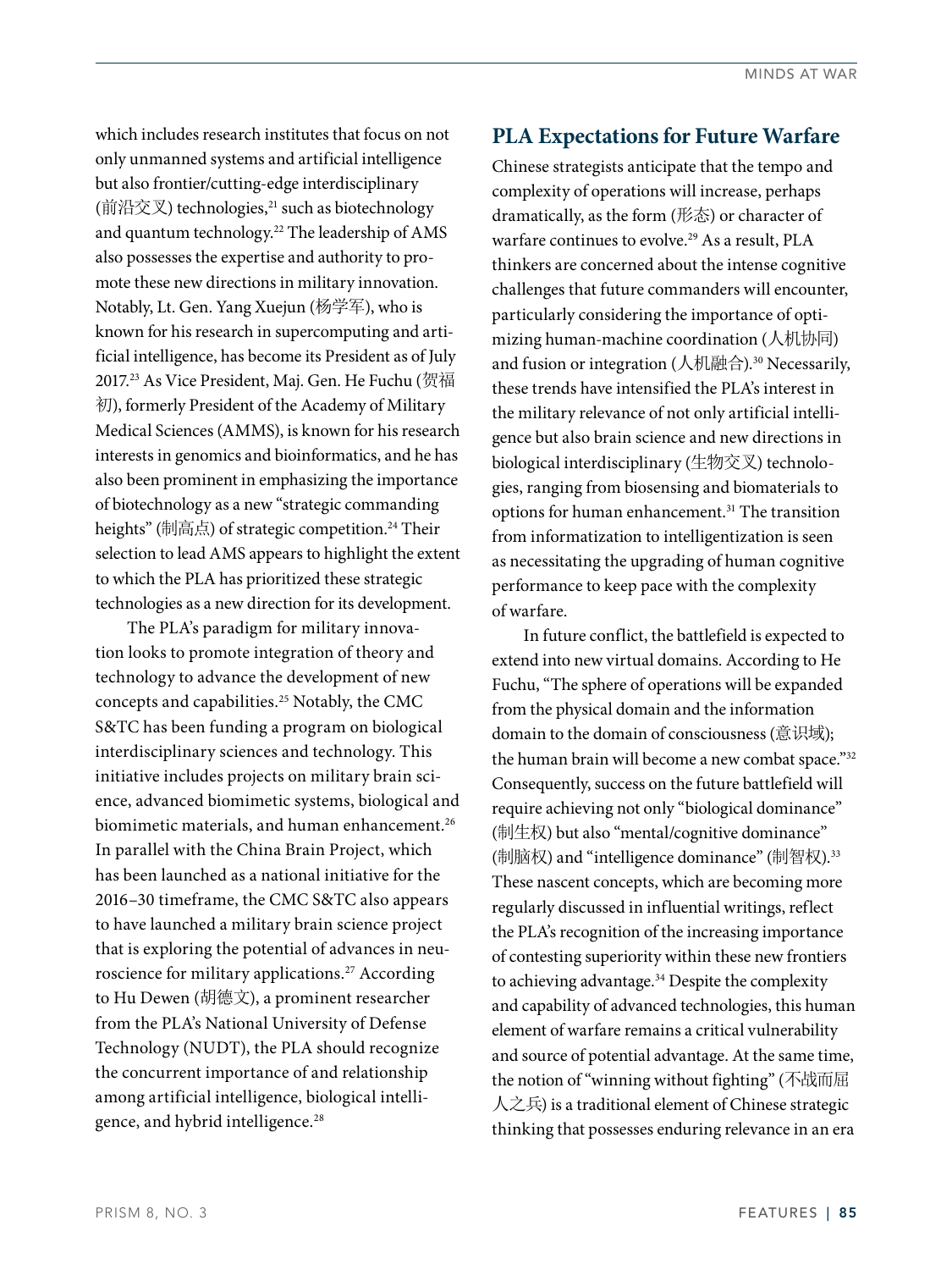which includes research institutes that focus on not only unmanned systems and artificial intelligence but also frontier/cutting-edge interdisciplinary (前沿交叉) technologies,[21] such as biotechnology and quantum technology.[22] The leadership of AMS also possesses the expertise and authority to promote these new directions in military innovation. Notably, Lt. Gen. Yang Xuejun (杨学军), who is known for his research in supercomputing and artificial intelligence, has become its President as of July 2017.[23] As Vice President, Maj. Gen. He Fuchu (贺福初), formerly President of the Academy of Military Medical Sciences (AMMS), is known for his research interests in genomics and bioinformatics, and he has also been prominent in emphasizing the importance of biotechnology as a new "strategic commanding heights" (制高点) of strategic competition.[24] Their selection to lead AMS appears to highlight the extent to which the PLA has prioritized these strategic technologies as a new direction for its development.

The PLA's paradigm for military innovation looks to promote integration of theory and technology to advance the development of new concepts and capabilities.[25] Notably, the CMC S&TC has been funding a program on biological interdisciplinary sciences and technology. This initiative includes projects on military brain science, advanced biomimetic systems, biological and biomimetic materials, and human enhancement.[26] In parallel with the China Brain Project, which has been launched as a national initiative for the 2016–30 timeframe, the CMC S&TC also appears to have launched a military brain science project that is exploring the potential of advances in neuroscience for military applications.[27] According to Hu Dewen (胡德文), a prominent researcher from the PLA's National University of Defense Technology (NUDT), the PLA should recognize the concurrent importance of and relationship among artificial intelligence, biological intelligence, and hybrid intelligence.[28]

## PLA Expectations for Future Warfare

Chinese strategists anticipate that the tempo and complexity of operations will increase, perhaps dramatically, as the form (形态) or character of warfare continues to evolve.[29] As a result, PLA thinkers are concerned about the intense cognitive challenges that future commanders will encounter, particularly considering the importance of optimizing human-machine coordination (人机协同) and fusion or integration (人机融合).[30] Necessarily, these trends have intensified the PLA's interest in the military relevance of not only artificial intelligence but also brain science and new directions in biological interdisciplinary (生物交叉) technologies, ranging from biosensing and biomaterials to options for human enhancement.[31] The transition from informatization to intelligentization is seen as necessitating the upgrading of human cognitive performance to keep pace with the complexity of warfare.

In future conflict, the battlefield is expected to extend into new virtual domains. According to He Fuchu, "The sphere of operations will be expanded from the physical domain and the information domain to the domain of consciousness (意识域); the human brain will become a new combat space."[32] Consequently, success on the future battlefield will require achieving not only "biological dominance" (制生权) but also "mental/cognitive dominance" (制脑权) and "intelligence dominance" (制智权).[33] These nascent concepts, which are becoming more regularly discussed in influential writings, reflect the PLA's recognition of the increasing importance of contesting superiority within these new frontiers to achieving advantage.[34] Despite the complexity and capability of advanced technologies, this human element of warfare remains a critical vulnerability and source of potential advantage. At the same time, the notion of "winning without fighting" (不战而屈人之兵) is a traditional element of Chinese strategic thinking that possesses enduring relevance in an era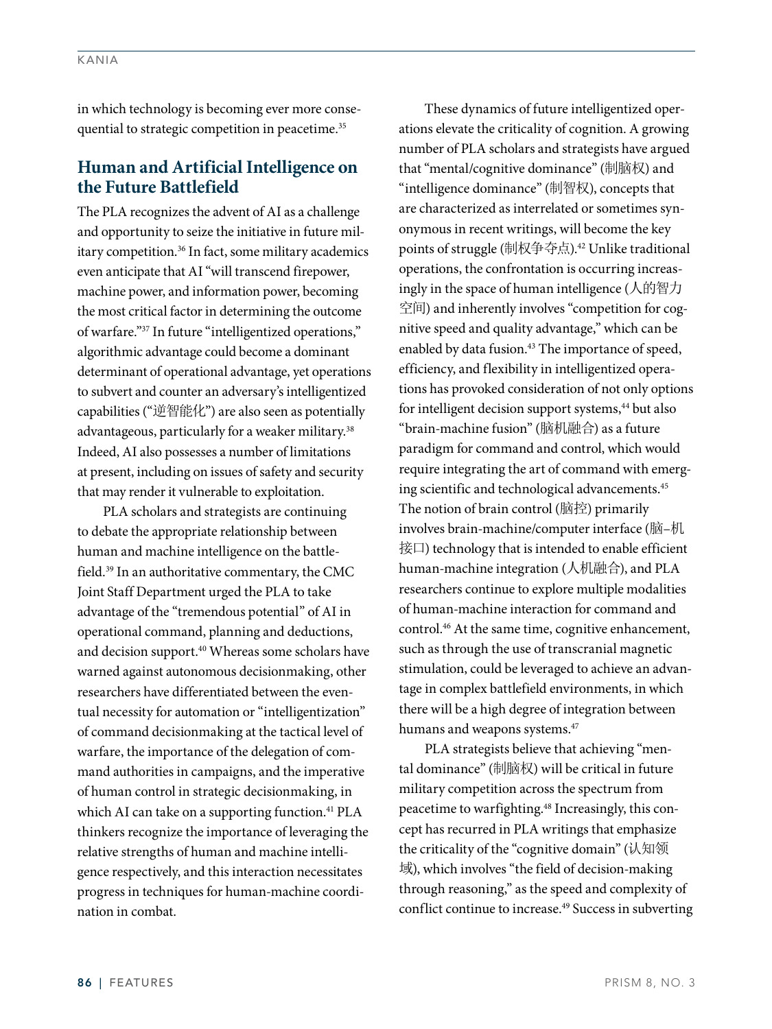in which technology is becoming ever more consequential to strategic competition in peacetime.[35]

## Human and Artificial Intelligence on the Future Battlefield

The PLA recognizes the advent of AI as a challenge and opportunity to seize the initiative in future military competition.[36] In fact, some military academics even anticipate that AI "will transcend firepower, machine power, and information power, becoming the most critical factor in determining the outcome of warfare."[37] In future "intelligentized operations," algorithmic advantage could become a dominant determinant of operational advantage, yet operations to subvert and counter an adversary's intelligentized capabilities ("逆智能化") are also seen as potentially advantageous, particularly for a weaker military.[38] Indeed, AI also possesses a number of limitations at present, including on issues of safety and security that may render it vulnerable to exploitation.

PLA scholars and strategists are continuing to debate the appropriate relationship between human and machine intelligence on the battlefield.[39] In an authoritative commentary, the CMC Joint Staff Department urged the PLA to take advantage of the "tremendous potential" of AI in operational command, planning and deductions, and decision support.[40] Whereas some scholars have warned against autonomous decisionmaking, other researchers have differentiated between the eventual necessity for automation or "intelligentization" of command decisionmaking at the tactical level of warfare, the importance of the delegation of command authorities in campaigns, and the imperative of human control in strategic decisionmaking, in which AI can take on a supporting function.[41] PLA thinkers recognize the importance of leveraging the relative strengths of human and machine intelligence respectively, and this interaction necessitates progress in techniques for human-machine coordination in combat.

These dynamics of future intelligentized operations elevate the criticality of cognition. A growing number of PLA scholars and strategists have argued that "mental/cognitive dominance" (制脑权) and "intelligence dominance" (制智权), concepts that are characterized as interrelated or sometimes synonymous in recent writings, will become the key points of struggle (制权争夺点).[42] Unlike traditional operations, the confrontation is occurring increasingly in the space of human intelligence (人的智力空间) and inherently involves "competition for cognitive speed and quality advantage," which can be enabled by data fusion.[43] The importance of speed, efficiency, and flexibility in intelligentized operations has provoked consideration of not only options for intelligent decision support systems,[44] but also "brain-machine fusion" (脑机融合) as a future paradigm for command and control, which would require integrating the art of command with emerging scientific and technological advancements.[45] The notion of brain control (脑控) primarily involves brain-machine/computer interface (脑–机接口) technology that is intended to enable efficient human-machine integration (人机融合), and PLA researchers continue to explore multiple modalities of human-machine interaction for command and control.[46] At the same time, cognitive enhancement, such as through the use of transcranial magnetic stimulation, could be leveraged to achieve an advantage in complex battlefield environments, in which there will be a high degree of integration between humans and weapons systems.[47]

PLA strategists believe that achieving "mental dominance" (制脑权) will be critical in future military competition across the spectrum from peacetime to warfighting.[48] Increasingly, this concept has recurred in PLA writings that emphasize the criticality of the "cognitive domain" (认知领域), which involves "the field of decision-making through reasoning," as the speed and complexity of conflict continue to increase.[49] Success in subverting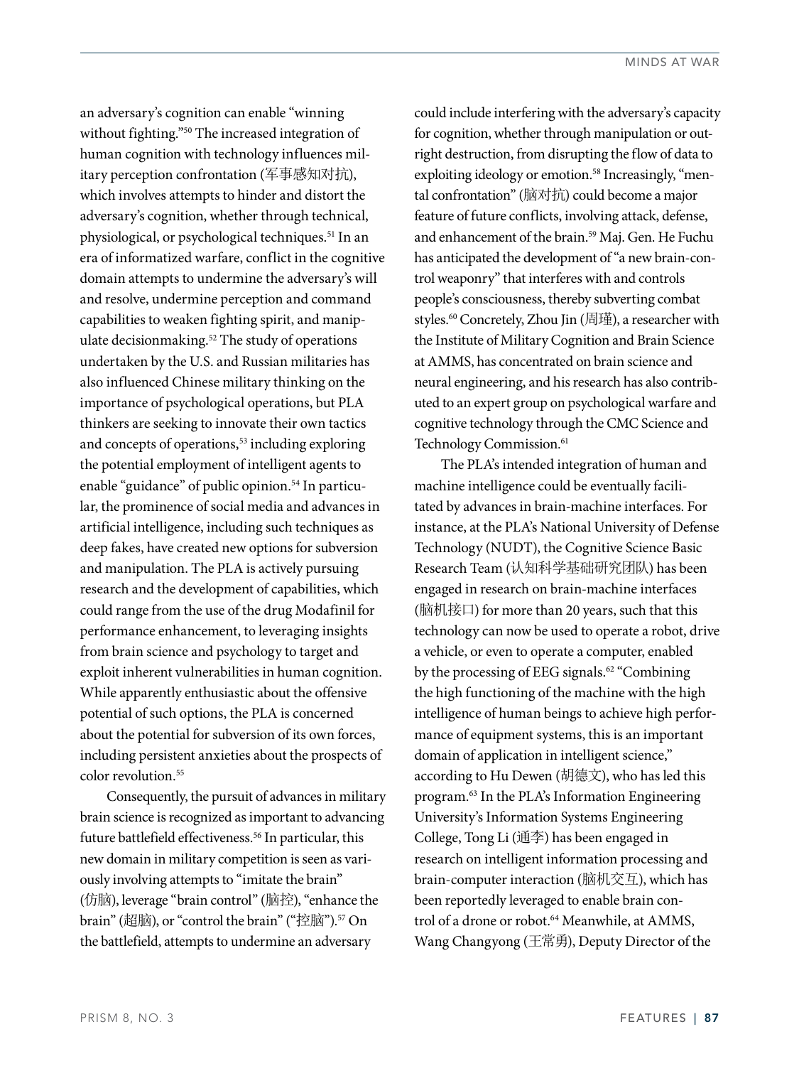an adversary's cognition can enable "winning without fighting."[50] The increased integration of human cognition with technology influences military perception confrontation (军事感知对抗), which involves attempts to hinder and distort the adversary's cognition, whether through technical, physiological, or psychological techniques.[51] In an era of informatized warfare, conflict in the cognitive domain attempts to undermine the adversary's will and resolve, undermine perception and command capabilities to weaken fighting spirit, and manipulate decisionmaking.[52] The study of operations undertaken by the U.S. and Russian militaries has also influenced Chinese military thinking on the importance of psychological operations, but PLA thinkers are seeking to innovate their own tactics and concepts of operations,[53] including exploring the potential employment of intelligent agents to enable "guidance" of public opinion.[54] In particular, the prominence of social media and advances in artificial intelligence, including such techniques as deep fakes, have created new options for subversion and manipulation. The PLA is actively pursuing research and the development of capabilities, which could range from the use of the drug Modafinil for performance enhancement, to leveraging insights from brain science and psychology to target and exploit inherent vulnerabilities in human cognition. While apparently enthusiastic about the offensive potential of such options, the PLA is concerned about the potential for subversion of its own forces, including persistent anxieties about the prospects of color revolution.[55]

Consequently, the pursuit of advances in military brain science is recognized as important to advancing future battlefield effectiveness.[56] In particular, this new domain in military competition is seen as variously involving attempts to "imitate the brain" (仿脑), leverage "brain control" (脑控), "enhance the brain" (超脑), or "control the brain" ("控脑").[57] On the battlefield, attempts to undermine an adversary could include interfering with the adversary's capacity for cognition, whether through manipulation or outright destruction, from disrupting the flow of data to exploiting ideology or emotion.[58] Increasingly, "mental confrontation" (脑对抗) could become a major feature of future conflicts, involving attack, defense, and enhancement of the brain.[59] Maj. Gen. He Fuchu has anticipated the development of "a new brain-control weaponry" that interferes with and controls people's consciousness, thereby subverting combat styles.[60] Concretely, Zhou Jin (周瑾), a researcher with the Institute of Military Cognition and Brain Science at AMMS, has concentrated on brain science and neural engineering, and his research has also contributed to an expert group on psychological warfare and cognitive technology through the CMC Science and Technology Commission.[61]

The PLA's intended integration of human and machine intelligence could be eventually facilitated by advances in brain-machine interfaces. For instance, at the PLA's National University of Defense Technology (NUDT), the Cognitive Science Basic Research Team (认知科学基础研究团队) has been engaged in research on brain-machine interfaces (脑机接口) for more than 20 years, such that this technology can now be used to operate a robot, drive a vehicle, or even to operate a computer, enabled by the processing of EEG signals.[62] "Combining the high functioning of the machine with the high intelligence of human beings to achieve high performance of equipment systems, this is an important domain of application in intelligent science," according to Hu Dewen (胡德文), who has led this program.[63] In the PLA's Information Engineering University's Information Systems Engineering College, Tong Li (通李) has been engaged in research on intelligent information processing and brain-computer interaction (脑机交互), which has been reportedly leveraged to enable brain control of a drone or robot.[64] Meanwhile, at AMMS, Wang Changyong (王常勇), Deputy Director of the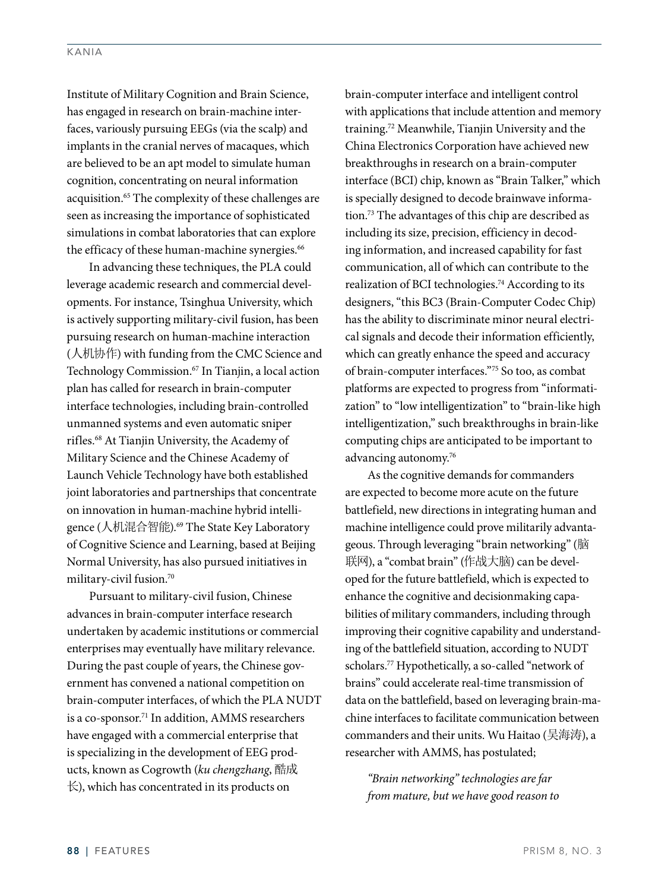Institute of Military Cognition and Brain Science, has engaged in research on brain-machine interfaces, variously pursuing EEGs (via the scalp) and implants in the cranial nerves of macaques, which are believed to be an apt model to simulate human cognition, concentrating on neural information acquisition.[65] The complexity of these challenges are seen as increasing the importance of sophisticated simulations in combat laboratories that can explore the efficacy of these human-machine synergies.[66]

In advancing these techniques, the PLA could leverage academic research and commercial developments. For instance, Tsinghua University, which is actively supporting military-civil fusion, has been pursuing research on human-machine interaction (人机协作) with funding from the CMC Science and Technology Commission.[67] In Tianjin, a local action plan has called for research in brain-computer interface technologies, including brain-controlled unmanned systems and even automatic sniper rifles.[68] At Tianjin University, the Academy of Military Science and the Chinese Academy of Launch Vehicle Technology have both established joint laboratories and partnerships that concentrate on innovation in human-machine hybrid intelligence (人机混合智能).[69] The State Key Laboratory of Cognitive Science and Learning, based at Beijing Normal University, has also pursued initiatives in military-civil fusion.[70]

Pursuant to military-civil fusion, Chinese advances in brain-computer interface research undertaken by academic institutions or commercial enterprises may eventually have military relevance. During the past couple of years, the Chinese government has convened a national competition on brain-computer interfaces, of which the PLA NUDT is a co-sponsor.[71] In addition, AMMS researchers have engaged with a commercial enterprise that is specializing in the development of EEG products, known as Cogrowth (*ku chengzhang*, 酷成长), which has concentrated in its products on brain-computer interface and intelligent control with applications that include attention and memory training.[72] Meanwhile, Tianjin University and the China Electronics Corporation have achieved new breakthroughs in research on a brain-computer interface (BCI) chip, known as "Brain Talker," which is specially designed to decode brainwave information.[73] The advantages of this chip are described as including its size, precision, efficiency in decoding information, and increased capability for fast communication, all of which can contribute to the realization of BCI technologies.[74] According to its designers, "this BC3 (Brain-Computer Codec Chip) has the ability to discriminate minor neural electrical signals and decode their information efficiently, which can greatly enhance the speed and accuracy of brain-computer interfaces."[75] So too, as combat platforms are expected to progress from "informatization" to "low intelligentization" to "brain-like high intelligentization," such breakthroughs in brain-like computing chips are anticipated to be important to advancing autonomy.[76]

As the cognitive demands for commanders are expected to become more acute on the future battlefield, new directions in integrating human and machine intelligence could prove militarily advantageous. Through leveraging "brain networking" (脑联网), a "combat brain" (作战大脑) can be developed for the future battlefield, which is expected to enhance the cognitive and decisionmaking capabilities of military commanders, including through improving their cognitive capability and understanding of the battlefield situation, according to NUDT scholars.[77] Hypothetically, a so-called "network of brains" could accelerate real-time transmission of data on the battlefield, based on leveraging brain-machine interfaces to facilitate communication between commanders and their units. Wu Haitao (吴海涛), a researcher with AMMS, has postulated;

> *"Brain networking" technologies are far from mature, but we have good reason to*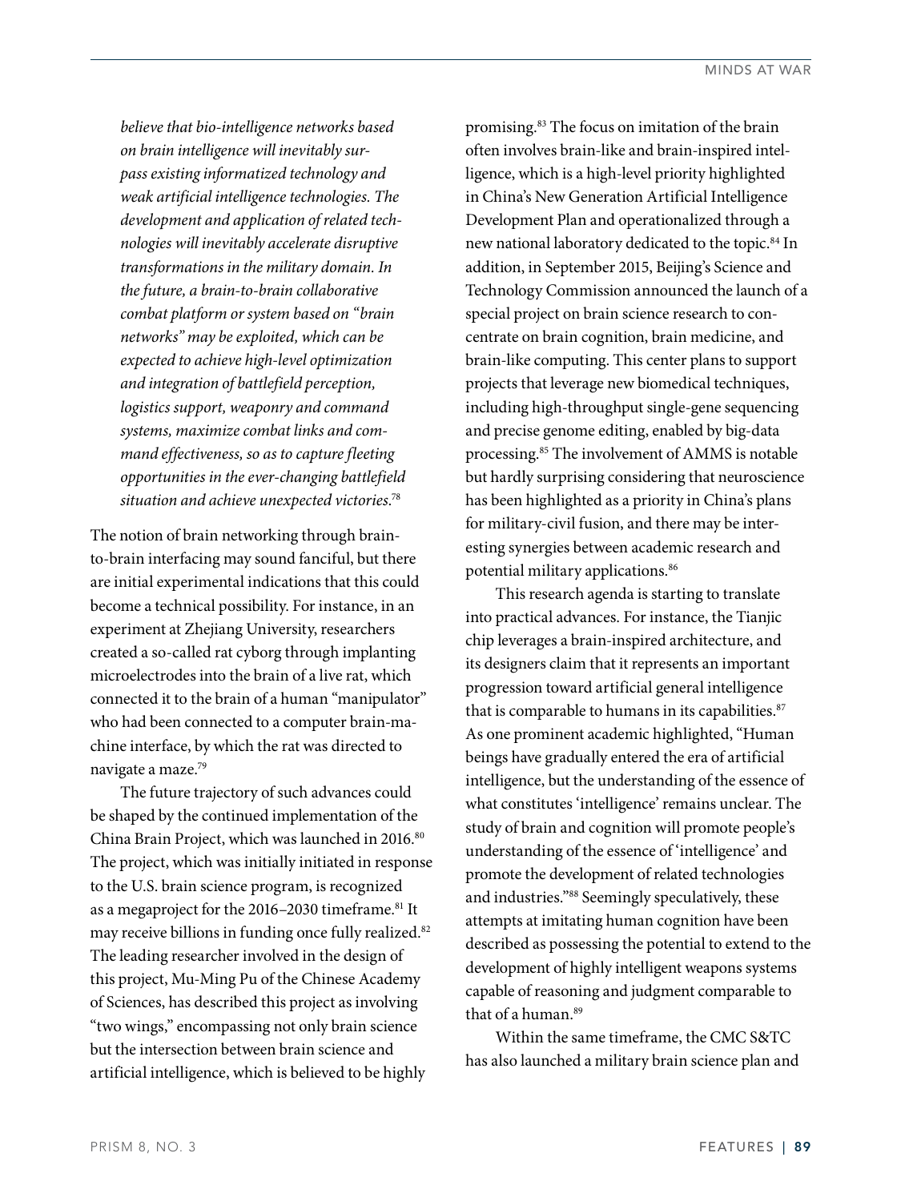*believe that bio-intelligence networks based on brain intelligence will inevitably surpass existing informatized technology and weak artificial intelligence technologies. The development and application of related technologies will inevitably accelerate disruptive transformations in the military domain. In the future, a brain-to-brain collaborative combat platform or system based on "brain networks" may be exploited, which can be expected to achieve high-level optimization and integration of battlefield perception, logistics support, weaponry and command systems, maximize combat links and command effectiveness, so as to capture fleeting opportunities in the ever-changing battlefield situation and achieve unexpected victories.*[78]

The notion of brain networking through brain-to-brain interfacing may sound fanciful, but there are initial experimental indications that this could become a technical possibility. For instance, in an experiment at Zhejiang University, researchers created a so-called rat cyborg through implanting microelectrodes into the brain of a live rat, which connected it to the brain of a human "manipulator" who had been connected to a computer brain-machine interface, by which the rat was directed to navigate a maze.[79]

The future trajectory of such advances could be shaped by the continued implementation of the China Brain Project, which was launched in 2016.[80] The project, which was initially initiated in response to the U.S. brain science program, is recognized as a megaproject for the 2016–2030 timeframe.[81] It may receive billions in funding once fully realized.[82] The leading researcher involved in the design of this project, Mu-Ming Pu of the Chinese Academy of Sciences, has described this project as involving "two wings," encompassing not only brain science but the intersection between brain science and artificial intelligence, which is believed to be highly promising.[83] The focus on imitation of the brain often involves brain-like and brain-inspired intelligence, which is a high-level priority highlighted in China's New Generation Artificial Intelligence Development Plan and operationalized through a new national laboratory dedicated to the topic.[84] In addition, in September 2015, Beijing's Science and Technology Commission announced the launch of a special project on brain science research to concentrate on brain cognition, brain medicine, and brain-like computing. This center plans to support projects that leverage new biomedical techniques, including high-throughput single-gene sequencing and precise genome editing, enabled by big-data processing.[85] The involvement of AMMS is notable but hardly surprising considering that neuroscience has been highlighted as a priority in China's plans for military-civil fusion, and there may be interesting synergies between academic research and potential military applications.[86]

This research agenda is starting to translate into practical advances. For instance, the Tianjic chip leverages a brain-inspired architecture, and its designers claim that it represents an important progression toward artificial general intelligence that is comparable to humans in its capabilities.[87] As one prominent academic highlighted, "Human beings have gradually entered the era of artificial intelligence, but the understanding of the essence of what constitutes 'intelligence' remains unclear. The study of brain and cognition will promote people's understanding of the essence of 'intelligence' and promote the development of related technologies and industries."[88] Seemingly speculatively, these attempts at imitating human cognition have been described as possessing the potential to extend to the development of highly intelligent weapons systems capable of reasoning and judgment comparable to that of a human.[89]

Within the same timeframe, the CMC S&TC has also launched a military brain science plan and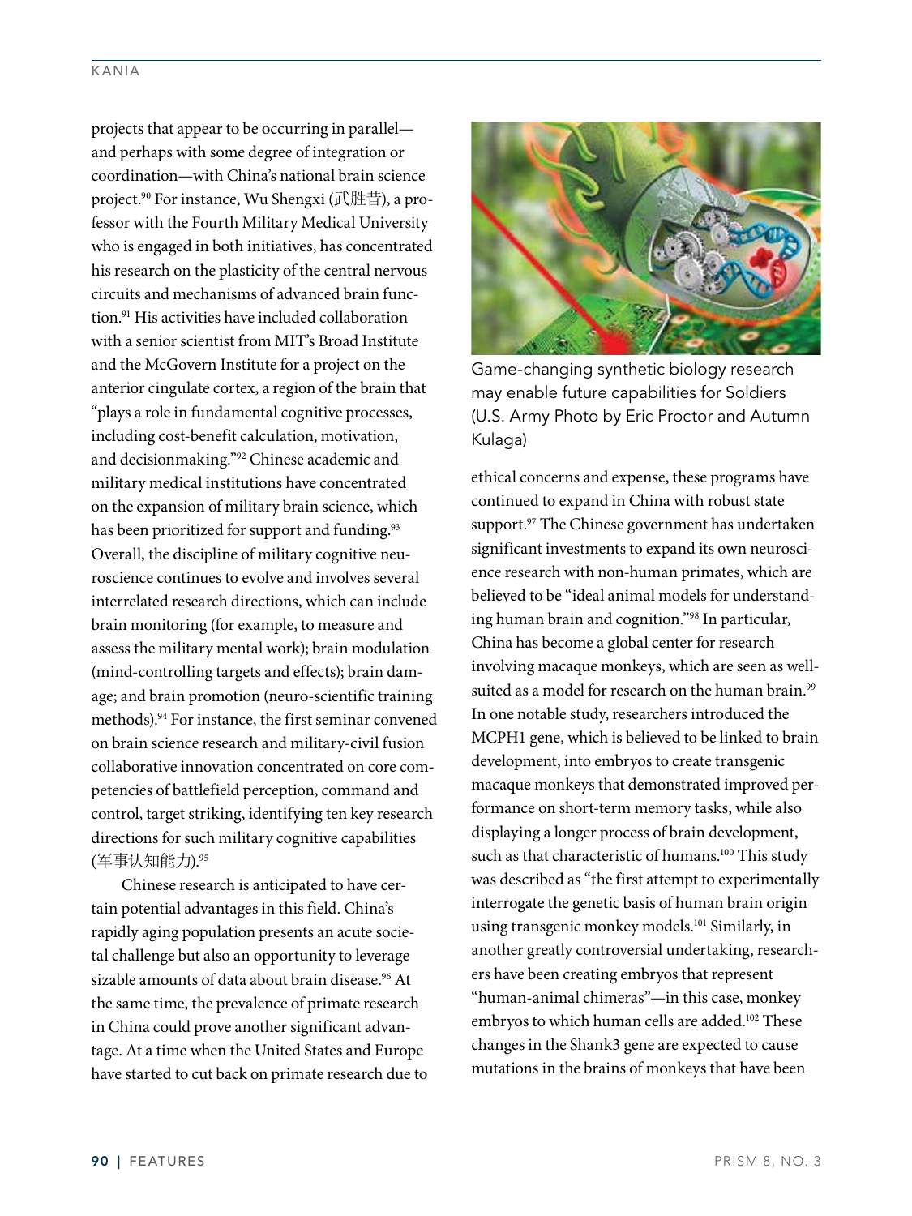projects that appear to be occurring in parallel—and perhaps with some degree of integration or coordination—with China's national brain science project.[90] For instance, Wu Shengxi (武胜昔), a professor with the Fourth Military Medical University who is engaged in both initiatives, has concentrated his research on the plasticity of the central nervous circuits and mechanisms of advanced brain function.[91] His activities have included collaboration with a senior scientist from MIT's Broad Institute and the McGovern Institute for a project on the anterior cingulate cortex, a region of the brain that "plays a role in fundamental cognitive processes, including cost-benefit calculation, motivation, and decisionmaking."[92] Chinese academic and military medical institutions have concentrated on the expansion of military brain science, which has been prioritized for support and funding.[93] Overall, the discipline of military cognitive neuroscience continues to evolve and involves several interrelated research directions, which can include brain monitoring (for example, to measure and assess the military mental work); brain modulation (mind-controlling targets and effects); brain damage; and brain promotion (neuro-scientific training methods).[94] For instance, the first seminar convened on brain science research and military-civil fusion collaborative innovation concentrated on core competencies of battlefield perception, command and control, target striking, identifying ten key research directions for such military cognitive capabilities (军事认知能力).[95]

Chinese research is anticipated to have certain potential advantages in this field. China's rapidly aging population presents an acute societal challenge but also an opportunity to leverage sizable amounts of data about brain disease.[96] At the same time, the prevalence of primate research in China could prove another significant advantage. At a time when the United States and Europe have started to cut back on primate research due to ethical concerns and expense, these programs have continued to expand in China with robust state support.[97] The Chinese government has undertaken significant investments to expand its own neuroscience research with non-human primates, which are believed to be "ideal animal models for understanding human brain and cognition."[98] In particular, China has become a global center for research involving macaque monkeys, which are seen as well-suited as a model for research on the human brain.[99] In one notable study, researchers introduced the MCPH1 gene, which is believed to be linked to brain development, into embryos to create transgenic macaque monkeys that demonstrated improved performance on short-term memory tasks, while also displaying a longer process of brain development, such as that characteristic of humans.[100] This study was described as "the first attempt to experimentally interrogate the genetic basis of human brain origin using transgenic monkey models.[101] Similarly, in another greatly controversial undertaking, researchers have been creating embryos that represent "human-animal chimeras"—in this case, monkey embryos to which human cells are added.[102] These changes in the Shank3 gene are expected to cause mutations in the brains of monkeys that have been

Game-changing synthetic biology research may enable future capabilities for Soldiers (U.S. Army Photo by Eric Proctor and Autumn Kulaga)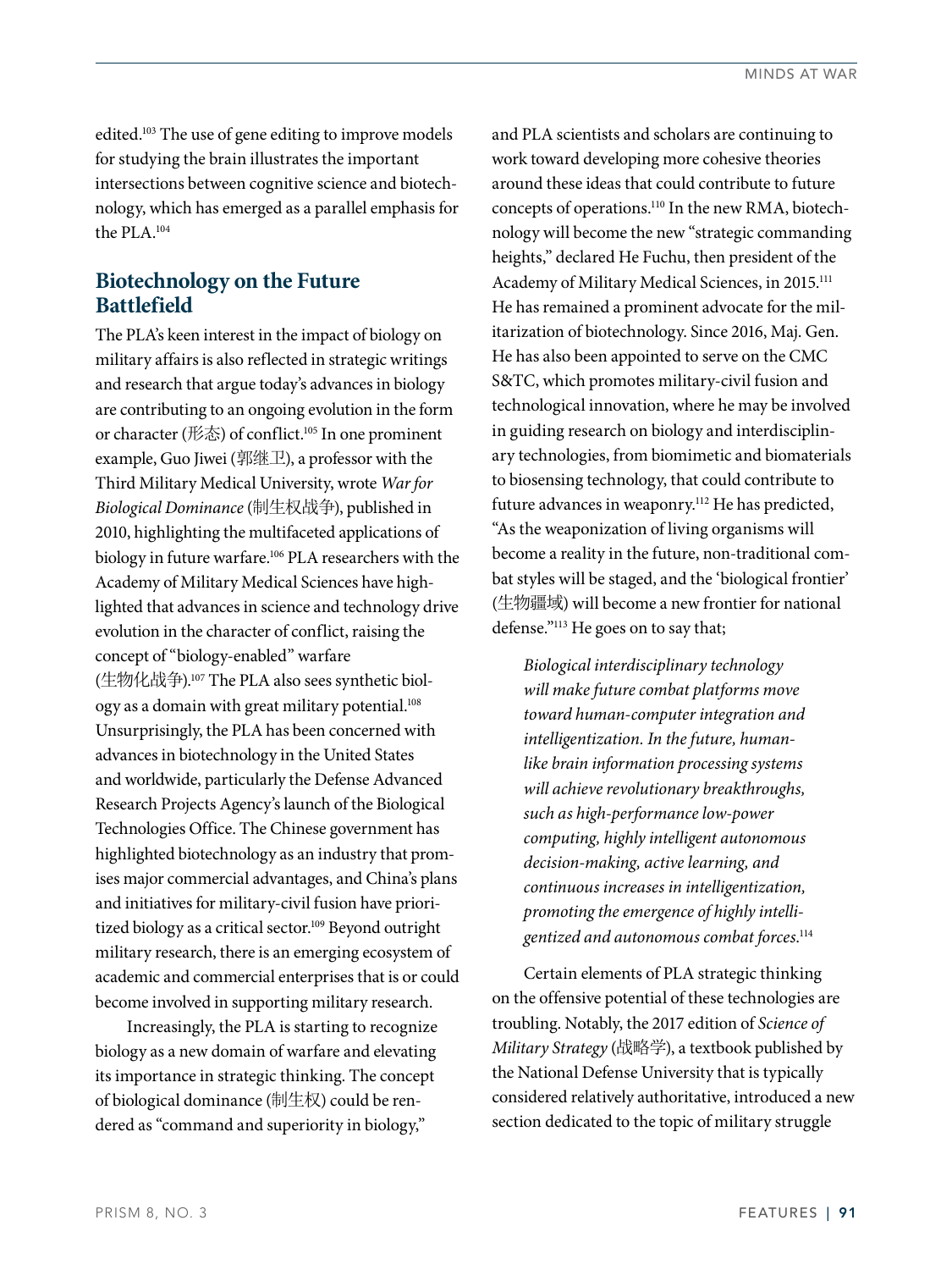edited.[103] The use of gene editing to improve models for studying the brain illustrates the important intersections between cognitive science and biotechnology, which has emerged as a parallel emphasis for the PLA.[104]

## Biotechnology on the Future Battlefield

The PLA's keen interest in the impact of biology on military affairs is also reflected in strategic writings and research that argue today's advances in biology are contributing to an ongoing evolution in the form or character (形态) of conflict.[105] In one prominent example, Guo Jiwei (郭继卫), a professor with the Third Military Medical University, wrote *War for Biological Dominance* (制生权战争), published in 2010, highlighting the multifaceted applications of biology in future warfare.[106] PLA researchers with the Academy of Military Medical Sciences have highlighted that advances in science and technology drive evolution in the character of conflict, raising the concept of "biology-enabled" warfare (生物化战争).[107] The PLA also sees synthetic biology as a domain with great military potential.[108] Unsurprisingly, the PLA has been concerned with advances in biotechnology in the United States and worldwide, particularly the Defense Advanced Research Projects Agency's launch of the Biological Technologies Office. The Chinese government has highlighted biotechnology as an industry that promises major commercial advantages, and China's plans and initiatives for military-civil fusion have prioritized biology as a critical sector.[109] Beyond outright military research, there is an emerging ecosystem of academic and commercial enterprises that is or could become involved in supporting military research.

Increasingly, the PLA is starting to recognize biology as a new domain of warfare and elevating its importance in strategic thinking. The concept of biological dominance (制生权) could be rendered as "command and superiority in biology," and PLA scientists and scholars are continuing to work toward developing more cohesive theories around these ideas that could contribute to future concepts of operations.[110] In the new RMA, biotechnology will become the new "strategic commanding heights," declared He Fuchu, then president of the Academy of Military Medical Sciences, in 2015.[111] He has remained a prominent advocate for the militarization of biotechnology. Since 2016, Maj. Gen. He has also been appointed to serve on the CMC S&TC, which promotes military-civil fusion and technological innovation, where he may be involved in guiding research on biology and interdisciplinary technologies, from biomimetic and biomaterials to biosensing technology, that could contribute to future advances in weaponry.[112] He has predicted, "As the weaponization of living organisms will become a reality in the future, non-traditional combat styles will be staged, and the 'biological frontier' (生物疆域) will become a new frontier for national defense."[113] He goes on to say that;

> *Biological interdisciplinary technology will make future combat platforms move toward human-computer integration and intelligentization. In the future, human-like brain information processing systems will achieve revolutionary breakthroughs, such as high-performance low-power computing, highly intelligent autonomous decision-making, active learning, and continuous increases in intelligentization, promoting the emergence of highly intelligentized and autonomous combat forces.*[114]

Certain elements of PLA strategic thinking on the offensive potential of these technologies are troubling. Notably, the 2017 edition of *Science of Military Strategy* (战略学), a textbook published by the National Defense University that is typically considered relatively authoritative, introduced a new section dedicated to the topic of military struggle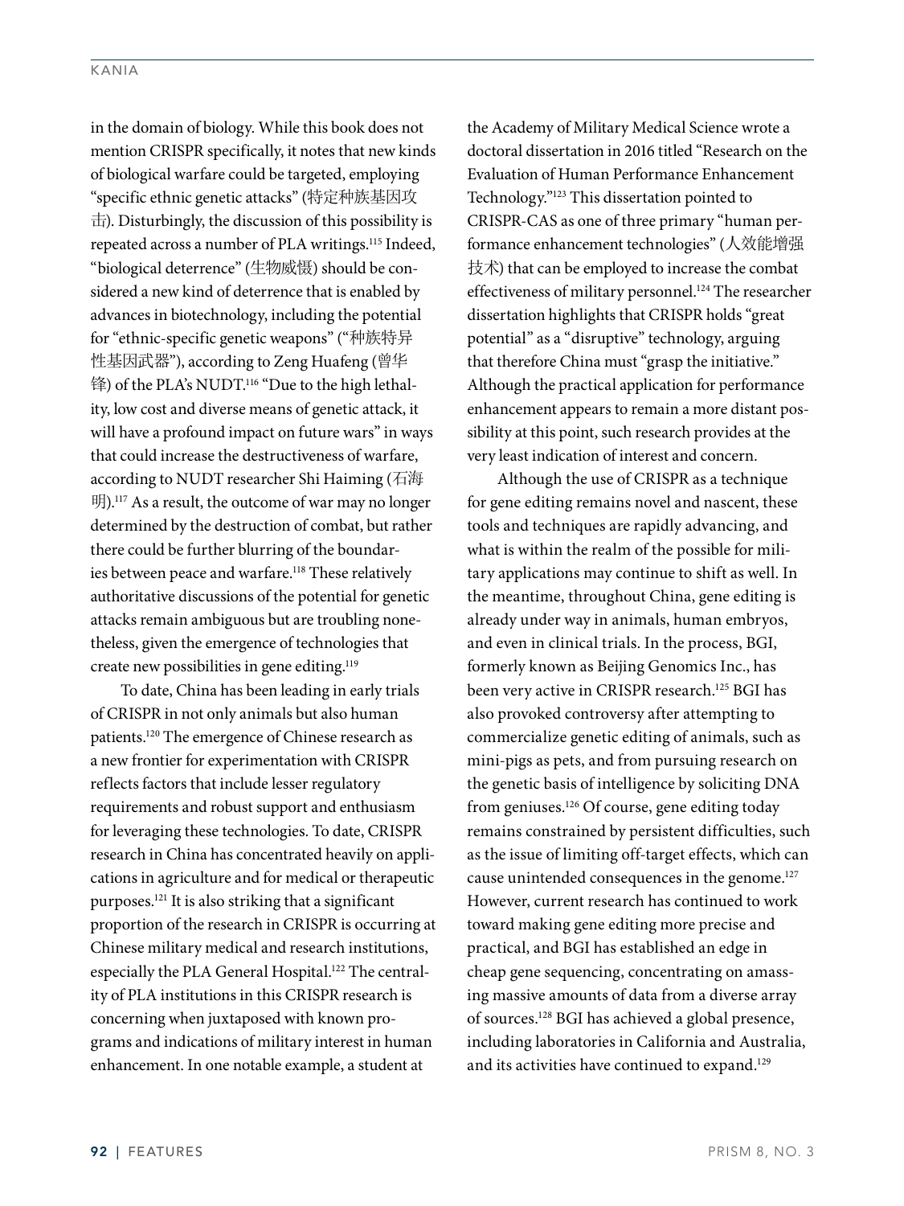in the domain of biology. While this book does not mention CRISPR specifically, it notes that new kinds of biological warfare could be targeted, employing "specific ethnic genetic attacks" (特定种族基因攻击). Disturbingly, the discussion of this possibility is repeated across a number of PLA writings.[115] Indeed, "biological deterrence" (生物威慑) should be considered a new kind of deterrence that is enabled by advances in biotechnology, including the potential for "ethnic-specific genetic weapons" ("种族特异性基因武器"), according to Zeng Huafeng (曾华锋) of the PLA's NUDT.[116] "Due to the high lethality, low cost and diverse means of genetic attack, it will have a profound impact on future wars" in ways that could increase the destructiveness of warfare, according to NUDT researcher Shi Haiming (石海明).[117] As a result, the outcome of war may no longer determined by the destruction of combat, but rather there could be further blurring of the boundaries between peace and warfare.[118] These relatively authoritative discussions of the potential for genetic attacks remain ambiguous but are troubling nonetheless, given the emergence of technologies that create new possibilities in gene editing.[119]

To date, China has been leading in early trials of CRISPR in not only animals but also human patients.[120] The emergence of Chinese research as a new frontier for experimentation with CRISPR reflects factors that include lesser regulatory requirements and robust support and enthusiasm for leveraging these technologies. To date, CRISPR research in China has concentrated heavily on applications in agriculture and for medical or therapeutic purposes.[121] It is also striking that a significant proportion of the research in CRISPR is occurring at Chinese military medical and research institutions, especially the PLA General Hospital.[122] The centrality of PLA institutions in this CRISPR research is concerning when juxtaposed with known programs and indications of military interest in human enhancement. In one notable example, a student at the Academy of Military Medical Science wrote a doctoral dissertation in 2016 titled "Research on the Evaluation of Human Performance Enhancement Technology."[123] This dissertation pointed to CRISPR-CAS as one of three primary "human performance enhancement technologies" (人效能增强技术) that can be employed to increase the combat effectiveness of military personnel.[124] The researcher dissertation highlights that CRISPR holds "great potential" as a "disruptive" technology, arguing that therefore China must "grasp the initiative." Although the practical application for performance enhancement appears to remain a more distant possibility at this point, such research provides at the very least indication of interest and concern.

Although the use of CRISPR as a technique for gene editing remains novel and nascent, these tools and techniques are rapidly advancing, and what is within the realm of the possible for military applications may continue to shift as well. In the meantime, throughout China, gene editing is already under way in animals, human embryos, and even in clinical trials. In the process, BGI, formerly known as Beijing Genomics Inc., has been very active in CRISPR research.[125] BGI has also provoked controversy after attempting to commercialize genetic editing of animals, such as mini-pigs as pets, and from pursuing research on the genetic basis of intelligence by soliciting DNA from geniuses.[126] Of course, gene editing today remains constrained by persistent difficulties, such as the issue of limiting off-target effects, which can cause unintended consequences in the genome.[127] However, current research has continued to work toward making gene editing more precise and practical, and BGI has established an edge in cheap gene sequencing, concentrating on amassing massive amounts of data from a diverse array of sources.[128] BGI has achieved a global presence, including laboratories in California and Australia, and its activities have continued to expand.[129]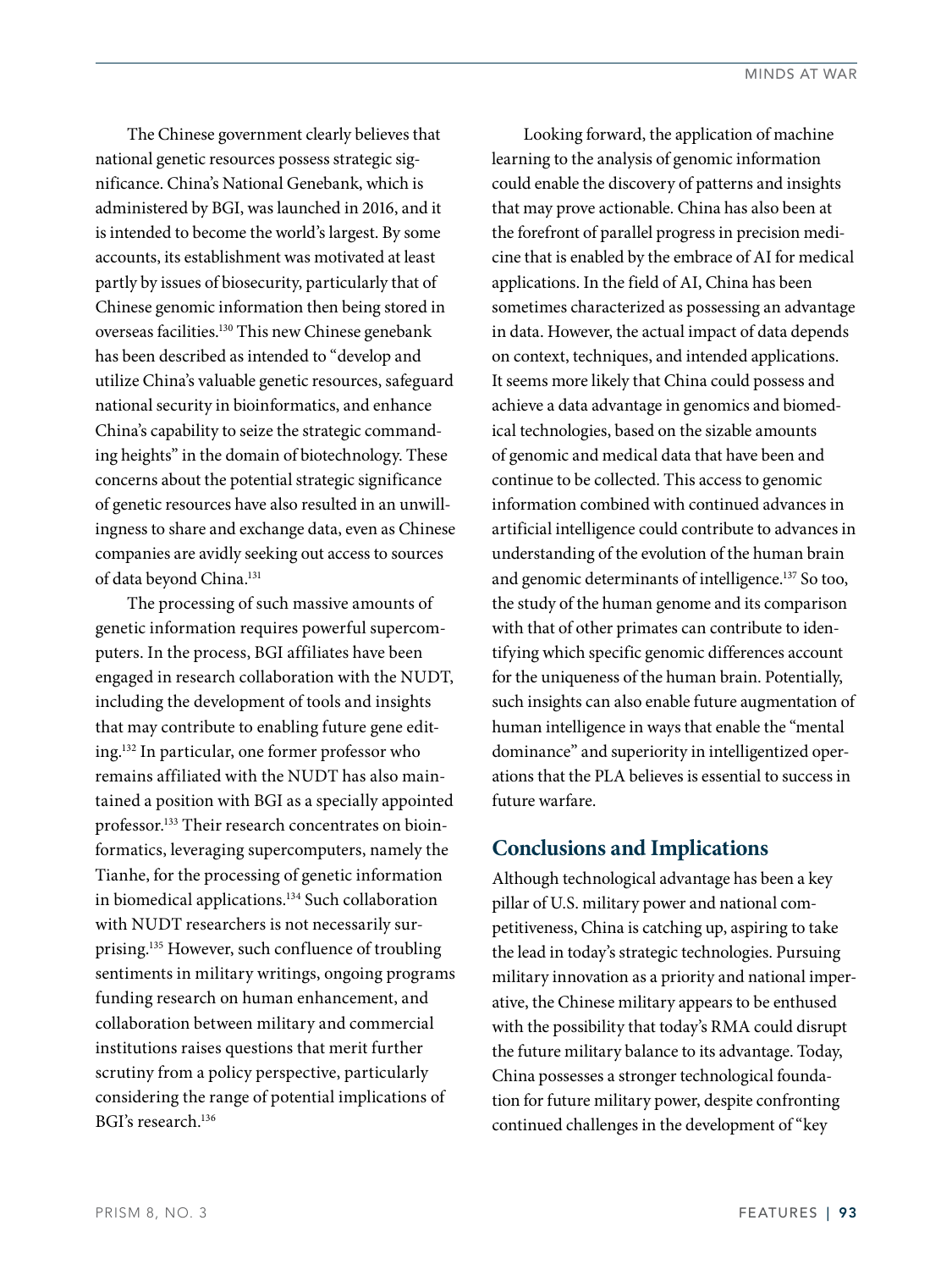The Chinese government clearly believes that national genetic resources possess strategic significance. China's National Genebank, which is administered by BGI, was launched in 2016, and it is intended to become the world's largest. By some accounts, its establishment was motivated at least partly by issues of biosecurity, particularly that of Chinese genomic information then being stored in overseas facilities.[130] This new Chinese genebank has been described as intended to "develop and utilize China's valuable genetic resources, safeguard national security in bioinformatics, and enhance China's capability to seize the strategic commanding heights" in the domain of biotechnology. These concerns about the potential strategic significance of genetic resources have also resulted in an unwillingness to share and exchange data, even as Chinese companies are avidly seeking out access to sources of data beyond China.[131]

The processing of such massive amounts of genetic information requires powerful supercomputers. In the process, BGI affiliates have been engaged in research collaboration with the NUDT, including the development of tools and insights that may contribute to enabling future gene editing.[132] In particular, one former professor who remains affiliated with the NUDT has also maintained a position with BGI as a specially appointed professor.[133] Their research concentrates on bioinformatics, leveraging supercomputers, namely the Tianhe, for the processing of genetic information in biomedical applications.[134] Such collaboration with NUDT researchers is not necessarily surprising.[135] However, such confluence of troubling sentiments in military writings, ongoing programs funding research on human enhancement, and collaboration between military and commercial institutions raises questions that merit further scrutiny from a policy perspective, particularly considering the range of potential implications of BGI's research.[136]

Looking forward, the application of machine learning to the analysis of genomic information could enable the discovery of patterns and insights that may prove actionable. China has also been at the forefront of parallel progress in precision medicine that is enabled by the embrace of AI for medical applications. In the field of AI, China has been sometimes characterized as possessing an advantage in data. However, the actual impact of data depends on context, techniques, and intended applications. It seems more likely that China could possess and achieve a data advantage in genomics and biomedical technologies, based on the sizable amounts of genomic and medical data that have been and continue to be collected. This access to genomic information combined with continued advances in artificial intelligence could contribute to advances in understanding of the evolution of the human brain and genomic determinants of intelligence.[137] So too, the study of the human genome and its comparison with that of other primates can contribute to identifying which specific genomic differences account for the uniqueness of the human brain. Potentially, such insights can also enable future augmentation of human intelligence in ways that enable the "mental dominance" and superiority in intelligentized operations that the PLA believes is essential to success in future warfare.

## Conclusions and Implications

Although technological advantage has been a key pillar of U.S. military power and national competitiveness, China is catching up, aspiring to take the lead in today's strategic technologies. Pursuing military innovation as a priority and national imperative, the Chinese military appears to be enthused with the possibility that today's RMA could disrupt the future military balance to its advantage. Today, China possesses a stronger technological foundation for future military power, despite confronting continued challenges in the development of "key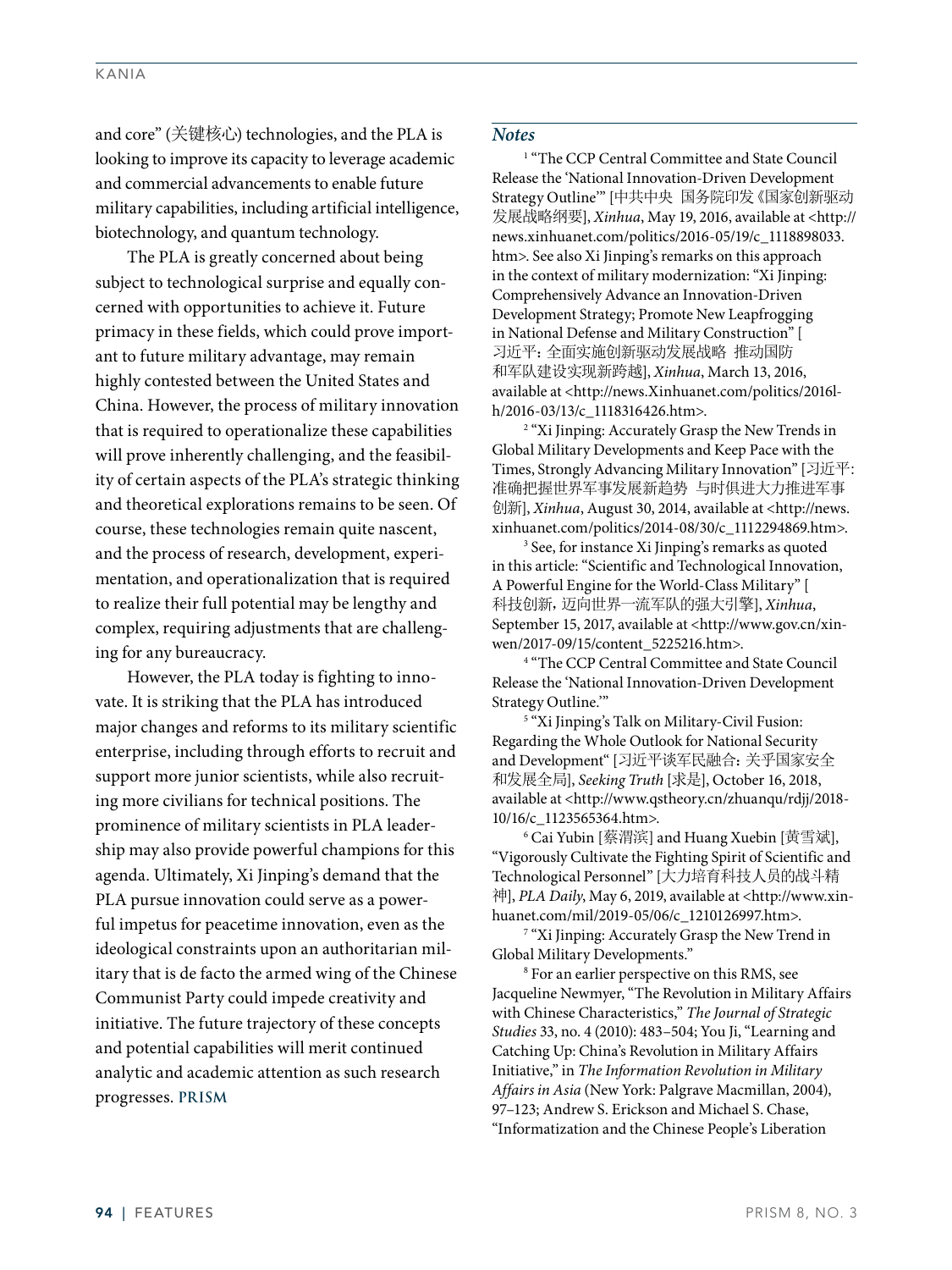and core" (关键核心) technologies, and the PLA is looking to improve its capacity to leverage academic and commercial advancements to enable future military capabilities, including artificial intelligence, biotechnology, and quantum technology.

The PLA is greatly concerned about being subject to technological surprise and equally concerned with opportunities to achieve it. Future primacy in these fields, which could prove important to future military advantage, may remain highly contested between the United States and China. However, the process of military innovation that is required to operationalize these capabilities will prove inherently challenging, and the feasibility of certain aspects of the PLA's strategic thinking and theoretical explorations remains to be seen. Of course, these technologies remain quite nascent, and the process of research, development, experimentation, and operationalization that is required to realize their full potential may be lengthy and complex, requiring adjustments that are challenging for any bureaucracy.

However, the PLA today is fighting to innovate. It is striking that the PLA has introduced major changes and reforms to its military scientific enterprise, including through efforts to recruit and support more junior scientists, while also recruiting more civilians for technical positions. The prominence of military scientists in PLA leadership may also provide powerful champions for this agenda. Ultimately, Xi Jinping's demand that the PLA pursue innovation could serve as a powerful impetus for peacetime innovation, even as the ideological constraints upon an authoritarian military that is de facto the armed wing of the Chinese Communist Party could impede creativity and initiative. The future trajectory of these concepts and potential capabilities will merit continued analytic and academic attention as such research progresses. **PRISM**

## *Notes*

[1] "The CCP Central Committee and State Council Release the 'National Innovation-Driven Development Strategy Outline'" [中共中央 国务院印发《国家创新驱动发展战略纲要], *Xinhua*, May 19, 2016, available at <http://news.xinhuanet.com/politics/2016-05/19/c_1118898033.htm>. See also Xi Jinping's remarks on this approach in the context of military modernization: "Xi Jinping: Comprehensively Advance an Innovation-Driven Development Strategy; Promote New Leapfrogging in National Defense and Military Construction" [习近平: 全面实施创新驱动发展战略 推动国防和军队建设实现新跨越], *Xinhua*, March 13, 2016, available at <http://news.Xinhuanet.com/politics/2016lh/2016-03/13/c_1118316426.htm>.

[2] "Xi Jinping: Accurately Grasp the New Trends in Global Military Developments and Keep Pace with the Times, Strongly Advancing Military Innovation" [习近平: 准确把握世界军事发展新趋势 与时俱进大力推进军事创新], *Xinhua*, August 30, 2014, available at <http://news.xinhuanet.com/politics/2014-08/30/c_1112294869.htm>.

[3] See, for instance Xi Jinping's remarks as quoted in this article: "Scientific and Technological Innovation, A Powerful Engine for the World-Class Military" [科技创新，迈向世界一流军队的强大引擎], *Xinhua*, September 15, 2017, available at <http://www.gov.cn/xinwen/2017-09/15/content_5225216.htm>.

[4] "The CCP Central Committee and State Council Release the 'National Innovation-Driven Development Strategy Outline.'"

[5] "Xi Jinping's Talk on Military-Civil Fusion: Regarding the Whole Outlook for National Security and Development" [习近平谈军民融合：关乎国家安全和发展全局], *Seeking Truth* [求是], October 16, 2018, available at <http://www.qstheory.cn/zhuanqu/rdjj/2018-10/16/c_1123565364.htm>.

[6] Cai Yubin [蔡渭滨] and Huang Xuebin [黄雪斌], "Vigorously Cultivate the Fighting Spirit of Scientific and Technological Personnel" [大力培育科技人员的战斗精神], *PLA Daily*, May 6, 2019, available at <http://www.xinhuanet.com/mil/2019-05/06/c_1210126997.htm>.

[7] "Xi Jinping: Accurately Grasp the New Trend in Global Military Developments."

[8] For an earlier perspective on this RMS, see Jacqueline Newmyer, "The Revolution in Military Affairs with Chinese Characteristics," *The Journal of Strategic Studies* 33, no. 4 (2010): 483–504; You Ji, "Learning and Catching Up: China's Revolution in Military Affairs Initiative," in *The Information Revolution in Military Affairs in Asia* (New York: Palgrave Macmillan, 2004), 97–123; Andrew S. Erickson and Michael S. Chase, "Informatization and the Chinese People's Liberation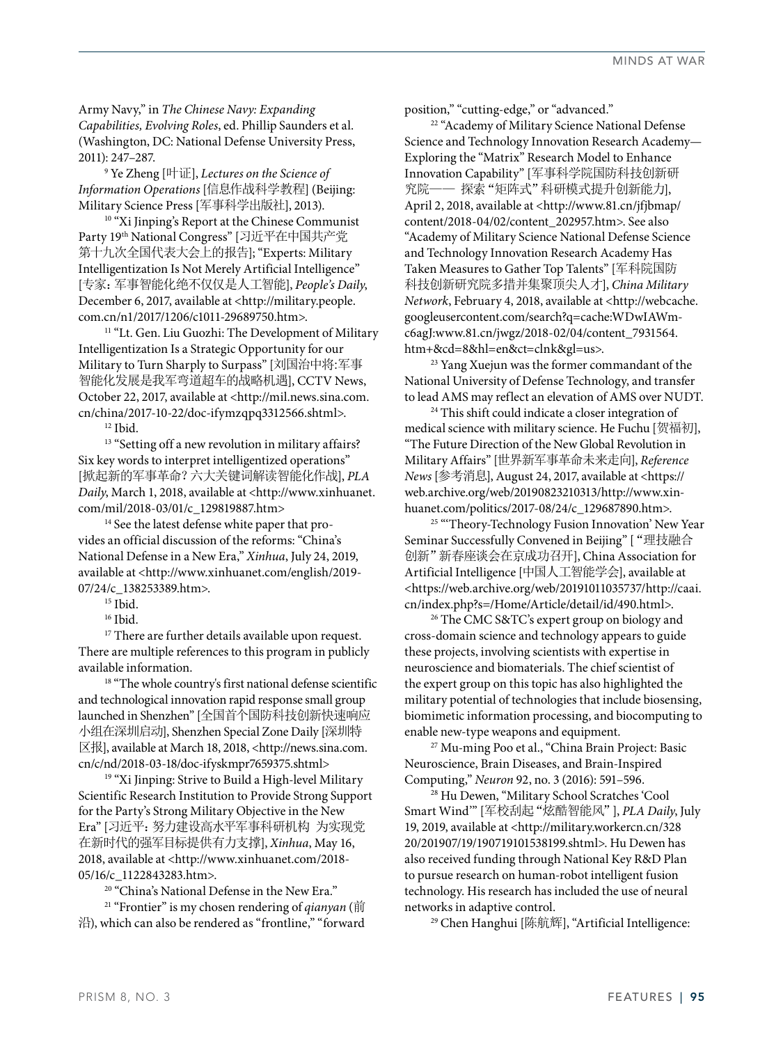Army Navy," in *The Chinese Navy: Expanding Capabilities, Evolving Roles*, ed. Phillip Saunders et al. (Washington, DC: National Defense University Press, 2011): 247–287.

[9] Ye Zheng [叶证], *Lectures on the Science of Information Operations* [信息作战科学教程] (Beijing: Military Science Press [军事科学出版社], 2013).

[10] "Xi Jinping's Report at the Chinese Communist Party 19th National Congress" [习近平在中国共产党第十九次全国代表大会上的报告]; "Experts: Military Intelligentization Is Not Merely Artificial Intelligence" [专家：军事智能化绝不仅仅是人工智能], *People's Daily*, December 6, 2017, available at <http://military.people.com.cn/n1/2017/1206/c1011-29689750.htm>.

[11] "Lt. Gen. Liu Guozhi: The Development of Military Intelligentization Is a Strategic Opportunity for our Military to Turn Sharply to Surpass" [刘国治中将:军事智能化发展是我军弯道超车的战略机遇], CCTV News, October 22, 2017, available at <http://mil.news.sina.com.cn/china/2017-10-22/doc-ifymzqpq3312566.shtml>.

[12] Ibid.

[13] "Setting off a new revolution in military affairs? Six key words to interpret intelligentized operations" [掀起新的军事革命？六大关键词解读智能化作战], *PLA Daily*, March 1, 2018, available at <http://www.xinhuanet.com/mil/2018-03/01/c_129819887.htm>

[14] See the latest defense white paper that provides an official discussion of the reforms: "China's National Defense in a New Era," *Xinhua*, July 24, 2019, available at <http://www.xinhuanet.com/english/2019-07/24/c_138253389.htm>.

[15] Ibid.

[16] Ibid.

[17] There are further details available upon request. There are multiple references to this program in publicly available information.

[18] "The whole country's first national defense scientific and technological innovation rapid response small group launched in Shenzhen" [全国首个国防科技创新快速响应小组在深圳启动], Shenzhen Special Zone Daily [深圳特区报], available at March 18, 2018, <http://news.sina.com.cn/c/nd/2018-03-18/doc-ifyskmpr7659375.shtml>

[19] "Xi Jinping: Strive to Build a High-level Military Scientific Research Institution to Provide Strong Support for the Party's Strong Military Objective in the New Era" [习近平：努力建设高水平军事科研机构 为实现党在新时代的强军目标提供有力支撑], *Xinhua*, May 16, 2018, available at <http://www.xinhuanet.com/2018-05/16/c_1122843283.htm>.

[20] "China's National Defense in the New Era."

[21] "Frontier" is my chosen rendering of *qianyan* (前沿), which can also be rendered as "frontline," "forward position," "cutting-edge," or "advanced."

[22] "Academy of Military Science National Defense Science and Technology Innovation Research Academy—Exploring the "Matrix" Research Model to Enhance Innovation Capability" [军事科学院国防科技创新研究院—— 探索"矩阵式"科研模式提升创新能力], April 2, 2018, available at <http://www.81.cn/jfjbmap/content/2018-04/02/content_202957.htm>. See also "Academy of Military Science National Defense Science and Technology Innovation Research Academy Has Taken Measures to Gather Top Talents" [军科院国防科技创新研究院多措并集聚顶尖人才], *China Military Network*, February 4, 2018, available at <http://webcache.googleusercontent.com/search?q=cache:WDwIAWm-c6agJ:www.81.cn/jwgz/2018-02/04/content_7931564.htm+&cd=8&hl=en&ct=clnk&gl=us>.

[23] Yang Xuejun was the former commandant of the National University of Defense Technology, and transfer to lead AMS may reflect an elevation of AMS over NUDT.

[24] This shift could indicate a closer integration of medical science with military science. He Fuchu [贺福初], "The Future Direction of the New Global Revolution in Military Affairs" [世界新军事革命未来走向], *Reference News* [参考消息], August 24, 2017, available at <https://web.archive.org/web/20190823210313/http://www.xinhuanet.com/politics/2017-08/24/c_129687890.htm>.

[25] "'Theory-Technology Fusion Innovation' New Year Seminar Successfully Convened in Beijing" ["理技融合创新"新春座谈会在京成功召开], China Association for Artificial Intelligence [中国人工智能学会], available at <https://web.archive.org/web/20191011035737/http://caai.cn/index.php?s=/Home/Article/detail/id/490.html>.

[26] The CMC S&TC's expert group on biology and cross-domain science and technology appears to guide these projects, involving scientists with expertise in neuroscience and biomaterials. The chief scientist of the expert group on this topic has also highlighted the military potential of technologies that include biosensing, biomimetic information processing, and biocomputing to enable new-type weapons and equipment.

[27] Mu-ming Poo et al., "China Brain Project: Basic Neuroscience, Brain Diseases, and Brain-Inspired Computing," *Neuron* 92, no. 3 (2016): 591–596.

[28] Hu Dewen, "Military School Scratches 'Cool Smart Wind'" [军校刮起"炫酷智能风"], *PLA Daily*, July 19, 2019, available at <http://military.workercn.cn/32820/201907/19/190719101538199.shtml>. Hu Dewen has also received funding through National Key R&D Plan to pursue research on human-robot intelligent fusion technology. His research has included the use of neural networks in adaptive control.

[29] Chen Hanghui [陈航辉], "Artificial Intelligence: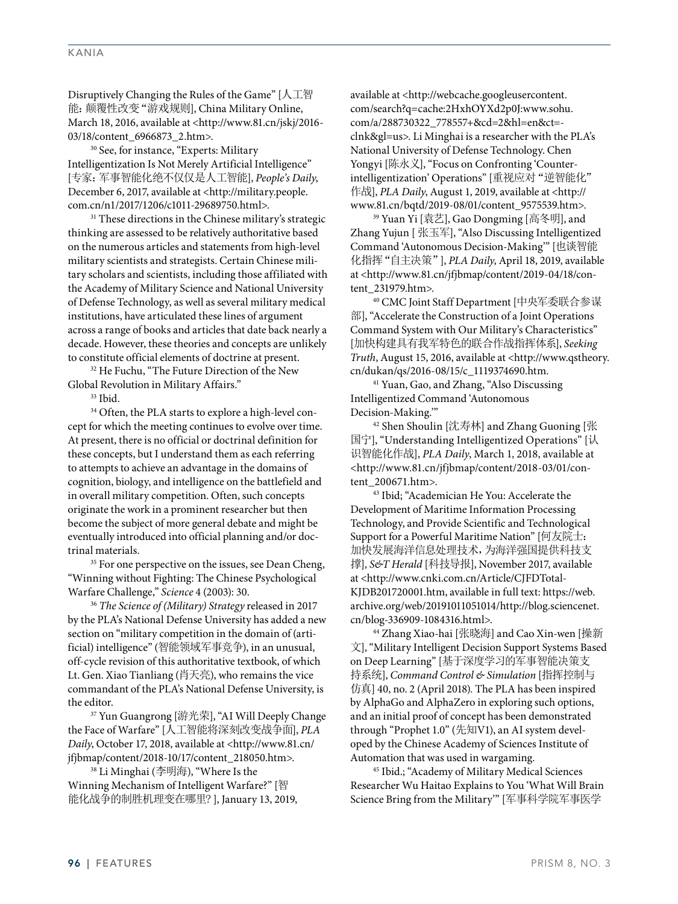Disruptively Changing the Rules of the Game" [人工智能：颠覆性改变"游戏规则], China Military Online, March 18, 2016, available at <http://www.81.cn/jskj/2016-03/18/content_6966873_2.htm>.

[30] See, for instance, "Experts: Military Intelligentization Is Not Merely Artificial Intelligence" [专家：军事智能化绝不仅仅是人工智能], *People's Daily*, December 6, 2017, available at <http://military.people.com.cn/n1/2017/1206/c1011-29689750.html>.

[31] These directions in the Chinese military's strategic thinking are assessed to be relatively authoritative based on the numerous articles and statements from high-level military scientists and strategists. Certain Chinese military scholars and scientists, including those affiliated with the Academy of Military Science and National University of Defense Technology, as well as several military medical institutions, have articulated these lines of argument across a range of books and articles that date back nearly a decade. However, these theories and concepts are unlikely to constitute official elements of doctrine at present.

[32] He Fuchu, "The Future Direction of the New Global Revolution in Military Affairs."

[33] Ibid.

[34] Often, the PLA starts to explore a high-level concept for which the meeting continues to evolve over time. At present, there is no official or doctrinal definition for these concepts, but I understand them as each referring to attempts to achieve an advantage in the domains of cognition, biology, and intelligence on the battlefield and in overall military competition. Often, such concepts originate the work in a prominent researcher but then become the subject of more general debate and might be eventually introduced into official planning and/or doctrinal materials.

[35] For one perspective on the issues, see Dean Cheng, "Winning without Fighting: The Chinese Psychological Warfare Challenge," *Science* 4 (2003): 30.

[36] *The Science of (Military) Strategy* released in 2017 by the PLA's National Defense University has added a new section on "military competition in the domain of (artificial) intelligence" (智能领域军事竞争), in an unusual, off-cycle revision of this authoritative textbook, of which Lt. Gen. Xiao Tianliang (肖天亮), who remains the vice commandant of the PLA's National Defense University, is the editor.

[37] Yun Guangrong [游光荣], "AI Will Deeply Change the Face of Warfare" [人工智能将深刻改变战争面], *PLA Daily*, October 17, 2018, available at <http://www.81.cn/jfjbmap/content/2018-10/17/content_218050.htm>.

[38] Li Minghai (李明海), "Where Is the Winning Mechanism of Intelligent Warfare?" [智能化战争的制胜机理变在哪里? ], January 13, 2019, available at <http://webcache.googleusercontent.com/search?q=cache:2HxhOYXd2p0J:www.sohu.com/a/288730322_778557+&cd=2&hl=en&ct=clnk&gl=us>. Li Minghai is a researcher with the PLA's National University of Defense Technology. Chen Yongyi [陈永义], "Focus on Confronting 'Counter-intelligentization' Operations" [重视应对"逆智能化"作战], *PLA Daily*, August 1, 2019, available at <http://www.81.cn/bqtd/2019-08/01/content_9575539.htm>.

[39] Yuan Yi [袁艺], Gao Dongming [高冬明], and Zhang Yujun [ 张玉军], "Also Discussing Intelligentized Command 'Autonomous Decision-Making'" [也谈智能化指挥"自主决策" ], *PLA Daily*, April 18, 2019, available at <http://www.81.cn/jfjbmap/content/2019-04/18/content_231979.htm>.

[40] CMC Joint Staff Department [中央军委联合参谋部], "Accelerate the Construction of a Joint Operations Command System with Our Military's Characteristics" [加快构建具有我军特色的联合作战指挥体系], *Seeking Truth*, August 15, 2016, available at <http://www.qstheory.cn/dukan/qs/2016-08/15/c_1119374690.htm.

[41] Yuan, Gao, and Zhang, "Also Discussing Intelligentized Command 'Autonomous Decision-Making.'"

[42] Shen Shoulin [沈寿林] and Zhang Guoning [张国宁], "Understanding Intelligentized Operations" [认识智能化作战], *PLA Daily*, March 1, 2018, available at <http://www.81.cn/jfjbmap/content/2018-03/01/content_200671.htm>.

[43] Ibid; "Academician He You: Accelerate the Development of Maritime Information Processing Technology, and Provide Scientific and Technological Support for a Powerful Maritime Nation" [何友院士：加快发展海洋信息处理技术，为海洋强国提供科技支撑], *S&T Herald* [科技导报], November 2017, available at <http://www.cnki.com.cn/Article/CJFDTotal-KJDB201720001.htm, available in full text: https://web.archive.org/web/20191011051014/http://blog.sciencenet.cn/blog-336909-1084316.html>.

[44] Zhang Xiao-hai [张晓海] and Cao Xin-wen [操新文], "Military Intelligent Decision Support Systems Based on Deep Learning" [基于深度学习的军事智能决策支持系统], *Command Control & Simulation* [指挥控制与仿真] 40, no. 2 (April 2018). The PLA has been inspired by AlphaGo and AlphaZero in exploring such options, and an initial proof of concept has been demonstrated through "Prophet 1.0" (先知V1), an AI system developed by the Chinese Academy of Sciences Institute of Automation that was used in wargaming.

[45] Ibid.; "Academy of Military Medical Sciences Researcher Wu Haitao Explains to You 'What Will Brain Science Bring from the Military'" [军事科学院军事医学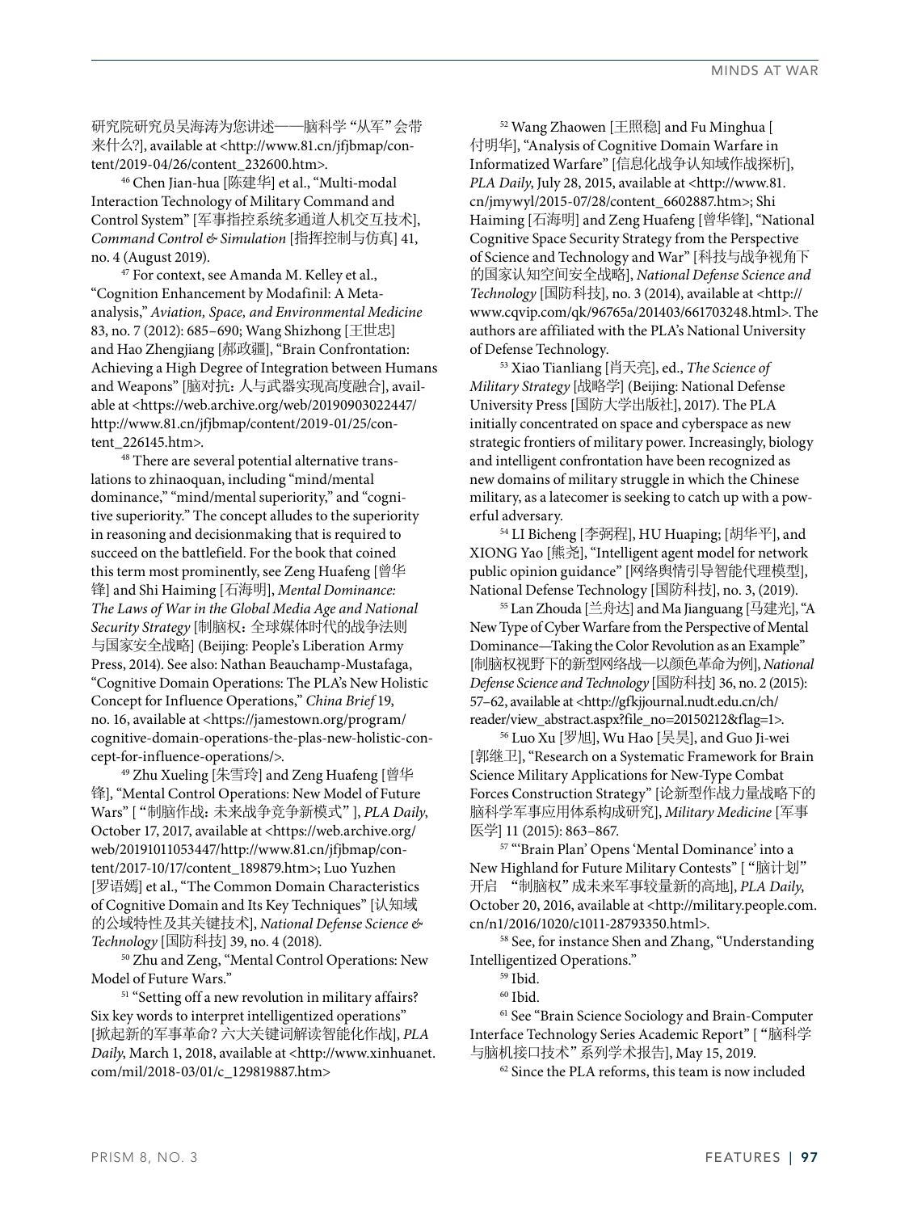研究院研究员吴海涛为您讲述——脑科学 "从军" 会带来什么?], available at <http://www.81.cn/jfjbmap/content/2019-04/26/content_232600.htm>.

[46] Chen Jian-hua [陈建华] et al., "Multi-modal Interaction Technology of Military Command and Control System" [军事指控系统多通道人机交互技术], *Command Control & Simulation* [指挥控制与仿真] 41, no. 4 (August 2019).

[47] For context, see Amanda M. Kelley et al., "Cognition Enhancement by Modafinil: A Meta-analysis," *Aviation, Space, and Environmental Medicine* 83, no. 7 (2012): 685–690; Wang Shizhong [王世忠] and Hao Zhengjiang [郝政疆], "Brain Confrontation: Achieving a High Degree of Integration between Humans and Weapons" [脑对抗：人与武器实现高度融合], available at <https://web.archive.org/web/20190903022447/http://www.81.cn/jfjbmap/content/2019-01/25/content_226145.htm>.

[48] There are several potential alternative translations to zhinaoquan, including "mind/mental dominance," "mind/mental superiority," and "cognitive superiority." The concept alludes to the superiority in reasoning and decisionmaking that is required to succeed on the battlefield. For the book that coined this term most prominently, see Zeng Huafeng [曾华锋] and Shi Haiming [石海明], *Mental Dominance: The Laws of War in the Global Media Age and National Security Strategy* [制脑权：全球媒体时代的战争法则与国家安全战略] (Beijing: People's Liberation Army Press, 2014). See also: Nathan Beauchamp-Mustafaga, "Cognitive Domain Operations: The PLA's New Holistic Concept for Influence Operations," *China Brief* 19, no. 16, available at <https://jamestown.org/program/cognitive-domain-operations-the-plas-new-holistic-concept-for-influence-operations/>.

[49] Zhu Xueling [朱雪玲] and Zeng Huafeng [曾华锋], "Mental Control Operations: New Model of Future Wars" [ "制脑作战：未来战争竞争新模式" ], *PLA Daily*, October 17, 2017, available at <https://web.archive.org/web/20191011053447/http://www.81.cn/jfjbmap/content/2017-10/17/content_189879.htm>; Luo Yuzhen [罗语嫣] et al., "The Common Domain Characteristics of Cognitive Domain and Its Key Techniques" [认知域的公域特性及其关键技术], *National Defense Science & Technology* [国防科技] 39, no. 4 (2018).

[50] Zhu and Zeng, "Mental Control Operations: New Model of Future Wars."

[51] "Setting off a new revolution in military affairs? Six key words to interpret intelligentized operations" [掀起新的军事革命？六大关键词解读智能化作战], *PLA Daily*, March 1, 2018, available at <http://www.xinhuanet.com/mil/2018-03/01/c_129819887.htm>

[52] Wang Zhaowen [王照稳] and Fu Minghua [付明华], "Analysis of Cognitive Domain Warfare in Informatized Warfare" [信息化战争认知域作战探析], *PLA Daily*, July 28, 2015, available at <http://www.81.cn/jmywyl/2015-07/28/content_6602887.htm>; Shi Haiming [石海明] and Zeng Huafeng [曾华锋], "National Cognitive Space Security Strategy from the Perspective of Science and Technology and War" [科技与战争视角下的国家认知空间安全战略], *National Defense Science and Technology* [国防科技], no. 3 (2014), available at <http://www.cqvip.com/qk/96765a/201403/661703248.html>. The authors are affiliated with the PLA's National University of Defense Technology.

[53] Xiao Tianliang [肖天亮], ed., *The Science of Military Strategy* [战略学] (Beijing: National Defense University Press [国防大学出版社], 2017). The PLA initially concentrated on space and cyberspace as new strategic frontiers of military power. Increasingly, biology and intelligent confrontation have been recognized as new domains of military struggle in which the Chinese military, as a latecomer is seeking to catch up with a powerful adversary.

[54] LI Bicheng [李弼程], HU Huaping; [胡华平], and XIONG Yao [熊尧], "Intelligent agent model for network public opinion guidance" [网络舆情引导智能代理模型], National Defense Technology [国防科技], no. 3, (2019).

[55] Lan Zhouda [兰舟达] and Ma Jianguang [马建光], "A New Type of Cyber Warfare from the Perspective of Mental Dominance—Taking the Color Revolution as an Example" [制脑权视野下的新型网络战—以颜色革命为例], *National Defense Science and Technology* [国防科技] 36, no. 2 (2015): 57–62, available at <http://gfkjjournal.nudt.edu.cn/ch/reader/view_abstract.aspx?file_no=20150212&flag=1>.

[56] Luo Xu [罗旭], Wu Hao [吴昊], and Guo Ji-wei [郭继卫], "Research on a Systematic Framework for Brain Science Military Applications for New-Type Combat Forces Construction Strategy" [论新型作战力量战略下的脑科学军事应用体系构成研究], *Military Medicine* [军事医学] 11 (2015): 863–867.

[57] "'Brain Plan' Opens 'Mental Dominance' into a New Highland for Future Military Contests" [ "脑计划" 开启 "制脑权" 成未来军事较量新的高地], *PLA Daily*, October 20, 2016, available at <http://military.people.com.cn/n1/2016/1020/c1011-28793350.html>.

[58] See, for instance Shen and Zhang, "Understanding Intelligentized Operations."

[59] Ibid.

[60] Ibid.

[61] See "Brain Science Sociology and Brain-Computer Interface Technology Series Academic Report" [ "脑科学与脑机接口技术" 系列学术报告], May 15, 2019.

[62] Since the PLA reforms, this team is now included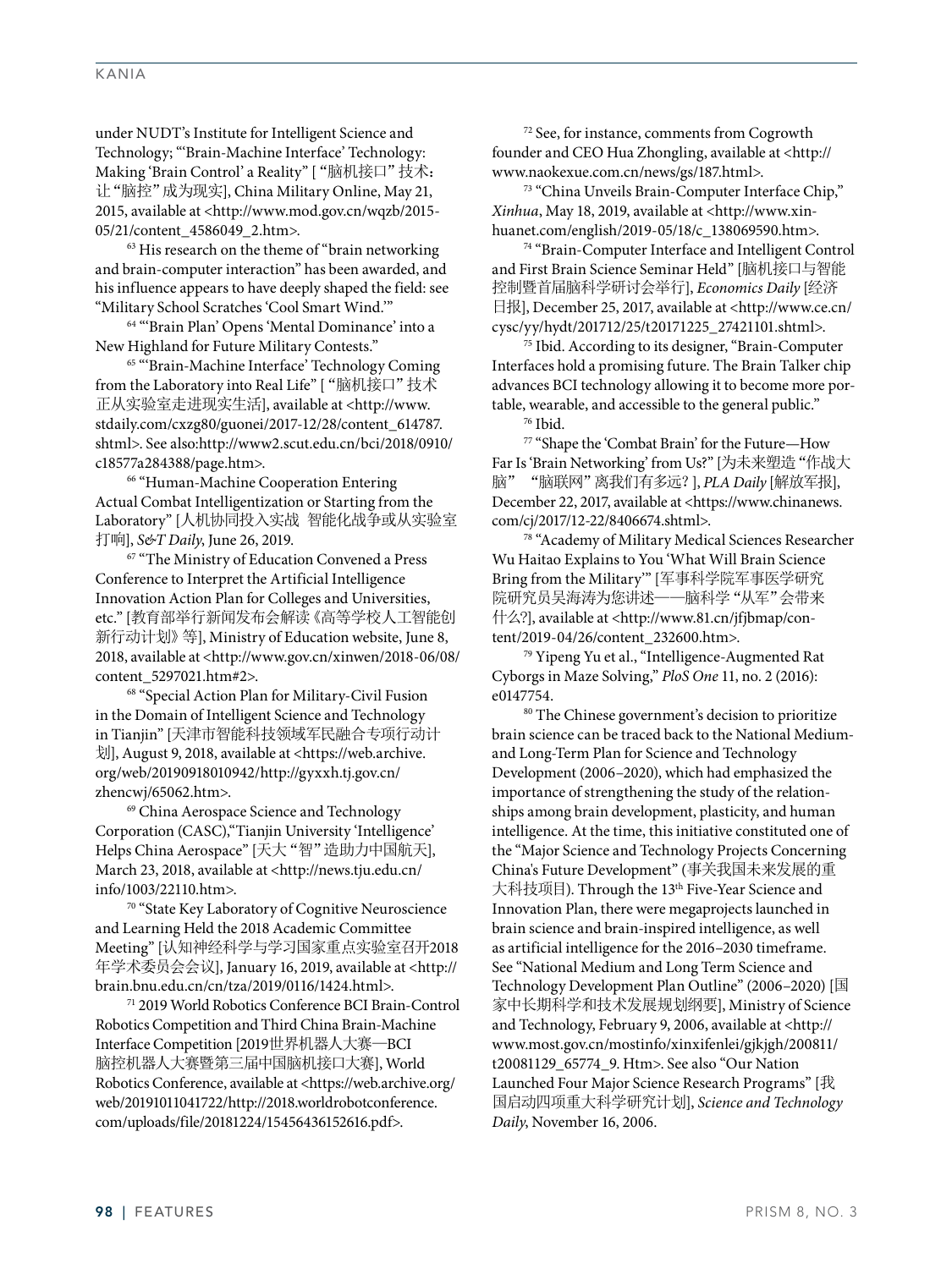under NUDT's Institute for Intelligent Science and Technology; "'Brain-Machine Interface' Technology: Making 'Brain Control' a Reality" [ "脑机接口" 技术：让 "脑控" 成为现实], China Military Online, May 21, 2015, available at <http://www.mod.gov.cn/wqzb/2015-05/21/content_4586049_2.htm>.

[63] His research on the theme of "brain networking and brain-computer interaction" has been awarded, and his influence appears to have deeply shaped the field: see "Military School Scratches 'Cool Smart Wind.'"

[64] "'Brain Plan' Opens 'Mental Dominance' into a New Highland for Future Military Contests."

[65] "'Brain-Machine Interface' Technology Coming from the Laboratory into Real Life" [ "脑机接口" 技术正从实验室走进现实生活], available at <http://www.stdaily.com/cxzg80/guonei/2017-12/28/content_614787.shtml>. See also:http://www2.scut.edu.cn/bci/2018/0910/c18577a284388/page.htm>.

[66] "Human-Machine Cooperation Entering Actual Combat Intelligentization or Starting from the Laboratory" [人机协同投入实战 智能化战争或从实验室打响], *S&T Daily*, June 26, 2019.

[67] "The Ministry of Education Convened a Press Conference to Interpret the Artificial Intelligence Innovation Action Plan for Colleges and Universities, etc." [教育部举行新闻发布会解读《高等学校人工智能创新行动计划》等], Ministry of Education website, June 8, 2018, available at <http://www.gov.cn/xinwen/2018-06/08/content_5297021.htm#2>.

[68] "Special Action Plan for Military-Civil Fusion in the Domain of Intelligent Science and Technology in Tianjin" [天津市智能科技领域军民融合专项行动计划], August 9, 2018, available at <https://web.archive.org/web/20190918010942/http://gyxxh.tj.gov.cn/zhencwj/65062.htm>.

[69] China Aerospace Science and Technology Corporation (CASC),"Tianjin University 'Intelligence' Helps China Aerospace" [天大 "智" 造助力中国航天], March 23, 2018, available at <http://news.tju.edu.cn/info/1003/22110.htm>.

[70] "State Key Laboratory of Cognitive Neuroscience and Learning Held the 2018 Academic Committee Meeting" [认知神经科学与学习国家重点实验室召开2018年学术委员会会议], January 16, 2019, available at <http://brain.bnu.edu.cn/cn/tza/2019/0116/1424.html>.

[71] 2019 World Robotics Conference BCI Brain-Control Robotics Competition and Third China Brain-Machine Interface Competition [2019世界机器人大赛—BCI脑控机器人大赛暨第三届中国脑机接口大赛], World Robotics Conference, available at <https://web.archive.org/web/20191011041722/http://2018.worldrobotconference.com/uploads/file/20181224/15456436152616.pdf>.

[72] See, for instance, comments from Cogrowth founder and CEO Hua Zhongling, available at <http://www.naokexue.com.cn/news/gs/187.html>.

[73] "China Unveils Brain-Computer Interface Chip," *Xinhua*, May 18, 2019, available at <http://www.xinhuanet.com/english/2019-05/18/c_138069590.htm>.

[74] "Brain-Computer Interface and Intelligent Control and First Brain Science Seminar Held" [脑机接口与智能控制暨首届脑科学研讨会举行], *Economics Daily* [经济日报], December 25, 2017, available at <http://www.ce.cn/cysc/yy/hydt/201712/25/t20171225_27421101.shtml>.

[75] Ibid. According to its designer, "Brain-Computer Interfaces hold a promising future. The Brain Talker chip advances BCI technology allowing it to become more portable, wearable, and accessible to the general public."

[76] Ibid.

[77] "Shape the 'Combat Brain' for the Future—How Far Is 'Brain Networking' from Us?" [为未来塑造 "作战大脑" "脑联网" 离我们有多远？], *PLA Daily* [解放军报], December 22, 2017, available at <https://www.chinanews.com/cj/2017/12-22/8406674.shtml>.

[78] "Academy of Military Medical Sciences Researcher Wu Haitao Explains to You 'What Will Brain Science Bring from the Military'" [军事科学院军事医学研究院研究员吴海涛为您讲述——脑科学 "从军" 会带来什么?], available at <http://www.81.cn/jfjbmap/content/2019-04/26/content_232600.htm>.

[79] Yipeng Yu et al., "Intelligence-Augmented Rat Cyborgs in Maze Solving," *PloS One* 11, no. 2 (2016): e0147754.

[80] The Chinese government's decision to prioritize brain science can be traced back to the National Medium- and Long-Term Plan for Science and Technology Development (2006–2020), which had emphasized the importance of strengthening the study of the relationships among brain development, plasticity, and human intelligence. At the time, this initiative constituted one of the "Major Science and Technology Projects Concerning China's Future Development" (事关我国未来发展的重大科技项目). Through the 13th Five-Year Science and Innovation Plan, there were megaprojects launched in brain science and brain-inspired intelligence, as well as artificial intelligence for the 2016–2030 timeframe. See "National Medium and Long Term Science and Technology Development Plan Outline" (2006–2020) [国家中长期科学和技术发展规划纲要], Ministry of Science and Technology, February 9, 2006, available at <http://www.most.gov.cn/mostinfo/xinxifenlei/gjkjgh/200811/t20081129_65774_9. Htm>. See also "Our Nation Launched Four Major Science Research Programs" [我国启动四项重大科学研究计划], *Science and Technology Daily*, November 16, 2006.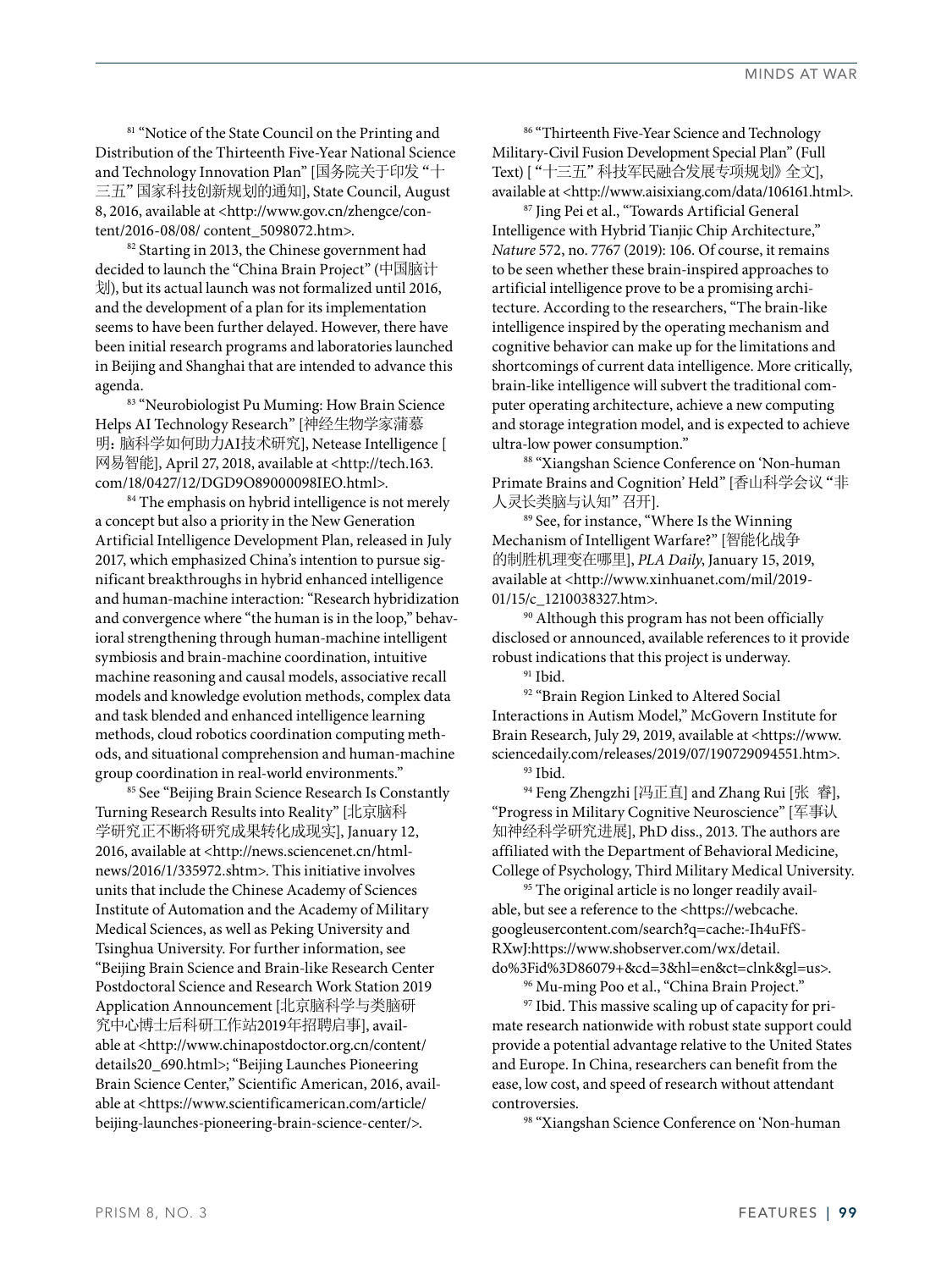[81] "Notice of the State Council on the Printing and Distribution of the Thirteenth Five-Year National Science and Technology Innovation Plan" [国务院关于印发 "十三五" 国家科技创新规划的通知], State Council, August 8, 2016, available at <http://www.gov.cn/zhengce/content/2016-08/08/ content_5098072.htm>.

[82] Starting in 2013, the Chinese government had decided to launch the "China Brain Project" (中国脑计划), but its actual launch was not formalized until 2016, and the development of a plan for its implementation seems to have been further delayed. However, there have been initial research programs and laboratories launched in Beijing and Shanghai that are intended to advance this agenda.

[83] "Neurobiologist Pu Muming: How Brain Science Helps AI Technology Research" [神经生物学家蒲慕明: 脑科学如何助力AI技术研究], Netease Intelligence [网易智能], April 27, 2018, available at <http://tech.163.com/18/0427/12/DGD9O89000098IEO.html>.

[84] The emphasis on hybrid intelligence is not merely a concept but also a priority in the New Generation Artificial Intelligence Development Plan, released in July 2017, which emphasized China's intention to pursue significant breakthroughs in hybrid enhanced intelligence and human-machine interaction: "Research hybridization and convergence where "the human is in the loop," behavioral strengthening through human-machine intelligent symbiosis and brain-machine coordination, intuitive machine reasoning and causal models, associative recall models and knowledge evolution methods, complex data and task blended and enhanced intelligence learning methods, cloud robotics coordination computing methods, and situational comprehension and human-machine group coordination in real-world environments."

[85] See "Beijing Brain Science Research Is Constantly Turning Research Results into Reality" [北京脑科学研究正不断将研究成果转化成现实], January 12, 2016, available at <http://news.sciencenet.cn/htmlnews/2016/1/335972.shtm>. This initiative involves units that include the Chinese Academy of Sciences Institute of Automation and the Academy of Military Medical Sciences, as well as Peking University and Tsinghua University. For further information, see "Beijing Brain Science and Brain-like Research Center Postdoctoral Science and Research Work Station 2019 Application Announcement [北京脑科学与类脑研究中心博士后科研工作站2019年招聘启事], available at <http://www.chinapostdoctor.org.cn/content/details20_690.html>; "Beijing Launches Pioneering Brain Science Center," Scientific American, 2016, available at <https://www.scientificamerican.com/article/beijing-launches-pioneering-brain-science-center/>.

[86] "Thirteenth Five-Year Science and Technology Military-Civil Fusion Development Special Plan" (Full Text) [ "十三五" 科技军民融合发展专项规划》全文], available at <http://www.aisixiang.com/data/106161.html>.

[87] Jing Pei et al., "Towards Artificial General Intelligence with Hybrid Tianjic Chip Architecture," *Nature* 572, no. 7767 (2019): 106. Of course, it remains to be seen whether these brain-inspired approaches to artificial intelligence prove to be a promising architecture. According to the researchers, "The brain-like intelligence inspired by the operating mechanism and cognitive behavior can make up for the limitations and shortcomings of current data intelligence. More critically, brain-like intelligence will subvert the traditional computer operating architecture, achieve a new computing and storage integration model, and is expected to achieve ultra-low power consumption."

[88] "Xiangshan Science Conference on 'Non-human Primate Brains and Cognition' Held" [香山科学会议 "非人灵长类脑与认知" 召开].

[89] See, for instance, "Where Is the Winning Mechanism of Intelligent Warfare?" [智能化战争的制胜机理变在哪里], *PLA Daily*, January 15, 2019, available at <http://www.xinhuanet.com/mil/2019-01/15/c_1210038327.htm>.

[90] Although this program has not been officially disclosed or announced, available references to it provide robust indications that this project is underway.

[91] Ibid.

[92] "Brain Region Linked to Altered Social Interactions in Autism Model," McGovern Institute for Brain Research, July 29, 2019, available at <https://www.sciencedaily.com/releases/2019/07/190729094551.htm>.

[93] Ibid.

[94] Feng Zhengzhi [冯正直] and Zhang Rui [张 睿], "Progress in Military Cognitive Neuroscience" [军事认知神经科学研究进展], PhD diss., 2013. The authors are affiliated with the Department of Behavioral Medicine, College of Psychology, Third Military Medical University.

[95] The original article is no longer readily available, but see a reference to the <https://webcache.googleusercontent.com/search?q=cache:-Ih4uFfS-RXwJ:https://www.shobserver.com/wx/detail.do%3Fid%3D86079+&cd=3&hl=en&ct=clnk&gl=us>.

[96] Mu-ming Poo et al., "China Brain Project."

[97] Ibid. This massive scaling up of capacity for primate research nationwide with robust state support could provide a potential advantage relative to the United States and Europe. In China, researchers can benefit from the ease, low cost, and speed of research without attendant controversies.

[98] "Xiangshan Science Conference on 'Non-human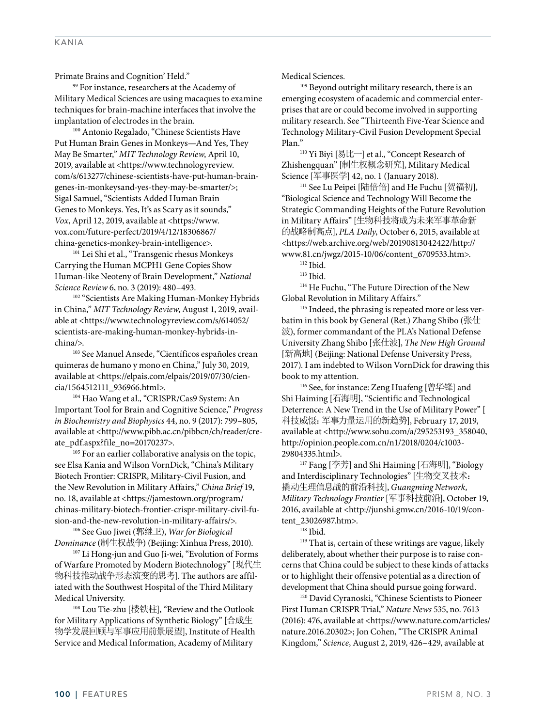Primate Brains and Cognition' Held."

[99] For instance, researchers at the Academy of Military Medical Sciences are using macaques to examine techniques for brain-machine interfaces that involve the implantation of electrodes in the brain.

[100] Antonio Regalado, "Chinese Scientists Have Put Human Brain Genes in Monkeys—And Yes, They May Be Smarter," *MIT Technology Review*, April 10, 2019, available at <https://www.technologyreview.com/s/613277/chinese-scientists-have-put-human-brain-genes-in-monkeysand-yes-they-may-be-smarter/>; Sigal Samuel, "Scientists Added Human Brain Genes to Monkeys. Yes, It's as Scary as it sounds," *Vox*, April 12, 2019, available at <https://www.vox.com/future-perfect/2019/4/12/18306867/china-genetics-monkey-brain-intelligence>.

[101] Lei Shi et al., "Transgenic rhesus Monkeys Carrying the Human MCPH1 Gene Copies Show Human-like Neoteny of Brain Development," *National Science Review* 6, no. 3 (2019): 480–493.

[102] "Scientists Are Making Human-Monkey Hybrids in China," *MIT Technology Review*, August 1, 2019, available at <https://www.technologyreview.com/s/614052/scientists-are-making-human-monkey-hybrids-in-china/>.

[103] See Manuel Ansede, "Científicos españoles crean quimeras de humano y mono en China," July 30, 2019, available at <https://elpais.com/elpais/2019/07/30/ciencia/1564512111_936966.html>.

[104] Hao Wang et al., "CRISPR/Cas9 System: An Important Tool for Brain and Cognitive Science," *Progress in Biochemistry and Biophysics* 44, no. 9 (2017): 799–805, available at <http://www.pibb.ac.cn/pibbcn/ch/reader/create_pdf.aspx?file_no=20170237>.

[105] For an earlier collaborative analysis on the topic, see Elsa Kania and Wilson VornDick, "China's Military Biotech Frontier: CRISPR, Military-Civil Fusion, and the New Revolution in Military Affairs," *China Brief* 19, no. 18, available at <https://jamestown.org/program/chinas-military-biotech-frontier-crispr-military-civil-fusion-and-the-new-revolution-in-military-affairs/>.

[106] See Guo Jiwei (郭继卫), *War for Biological Dominance* (制生权战争) (Beijing: Xinhua Press, 2010).

[107] Li Hong-jun and Guo Ji-wei, "Evolution of Forms of Warfare Promoted by Modern Biotechnology" [现代生物科技推动战争形态演变的思考]. The authors are affiliated with the Southwest Hospital of the Third Military Medical University.

[108] Lou Tie-zhu [楼铁柱], "Review and the Outlook for Military Applications of Synthetic Biology" [合成生物学发展回顾与军事应用前景展望], Institute of Health Service and Medical Information, Academy of Military Medical Sciences.

[109] Beyond outright military research, there is an emerging ecosystem of academic and commercial enterprises that are or could become involved in supporting military research. See "Thirteenth Five-Year Science and Technology Military-Civil Fusion Development Special Plan."

[110] Yi Biyi [易比一] et al., "Concept Research of Zhishengquan" [制生权概念研究], Military Medical Science [军事医学] 42, no. 1 (January 2018).

[111] See Lu Peipei [陆倍倍] and He Fuchu [贺福初], "Biological Science and Technology Will Become the Strategic Commanding Heights of the Future Revolution in Military Affairs" [生物科技将成为未来军事革命新的战略制高点], *PLA Daily*, October 6, 2015, available at <https://web.archive.org/web/20190813042422/http://www.81.cn/jwgz/2015-10/06/content_6709533.htm>.

[112] Ibid.

[113] Ibid.

[114] He Fuchu, "The Future Direction of the New Global Revolution in Military Affairs."

[115] Indeed, the phrasing is repeated more or less verbatim in this book by General (Ret.) Zhang Shibo (张仕波), former commandant of the PLA's National Defense University Zhang Shibo [张仕波], *The New High Ground* [新高地] (Beijing: National Defense University Press, 2017). I am indebted to Wilson VornDick for drawing this book to my attention.

[116] See, for instance: Zeng Huafeng [曾华锋] and Shi Haiming [石海明], "Scientific and Technological Deterrence: A New Trend in the Use of Military Power" [科技威慑: 军事力量运用的新趋势], February 17, 2019, available at <http://www.sohu.com/a/295253193_358040, http://opinion.people.com.cn/n1/2018/0204/c1003-29804335.html>.

[117] Fang [李芳] and Shi Haiming [石海明], "Biology and Interdisciplinary Technologies" [生物交叉技术：撬动生理信息战的前沿科技], *Guangming Network, Military Technology Frontier* [军事科技前沿], October 19, 2016, available at <http://junshi.gmw.cn/2016-10/19/content_23026987.htm>.

[118] Ibid.

[119] That is, certain of these writings are vague, likely deliberately, about whether their purpose is to raise concerns that China could be subject to these kinds of attacks or to highlight their offensive potential as a direction of development that China should pursue going forward.

[120] David Cyranoski, "Chinese Scientists to Pioneer First Human CRISPR Trial," *Nature News* 535, no. 7613 (2016): 476, available at <https://www.nature.com/articles/nature.2016.20302>; Jon Cohen, "The CRISPR Animal Kingdom," *Science*, August 2, 2019, 426–429, available at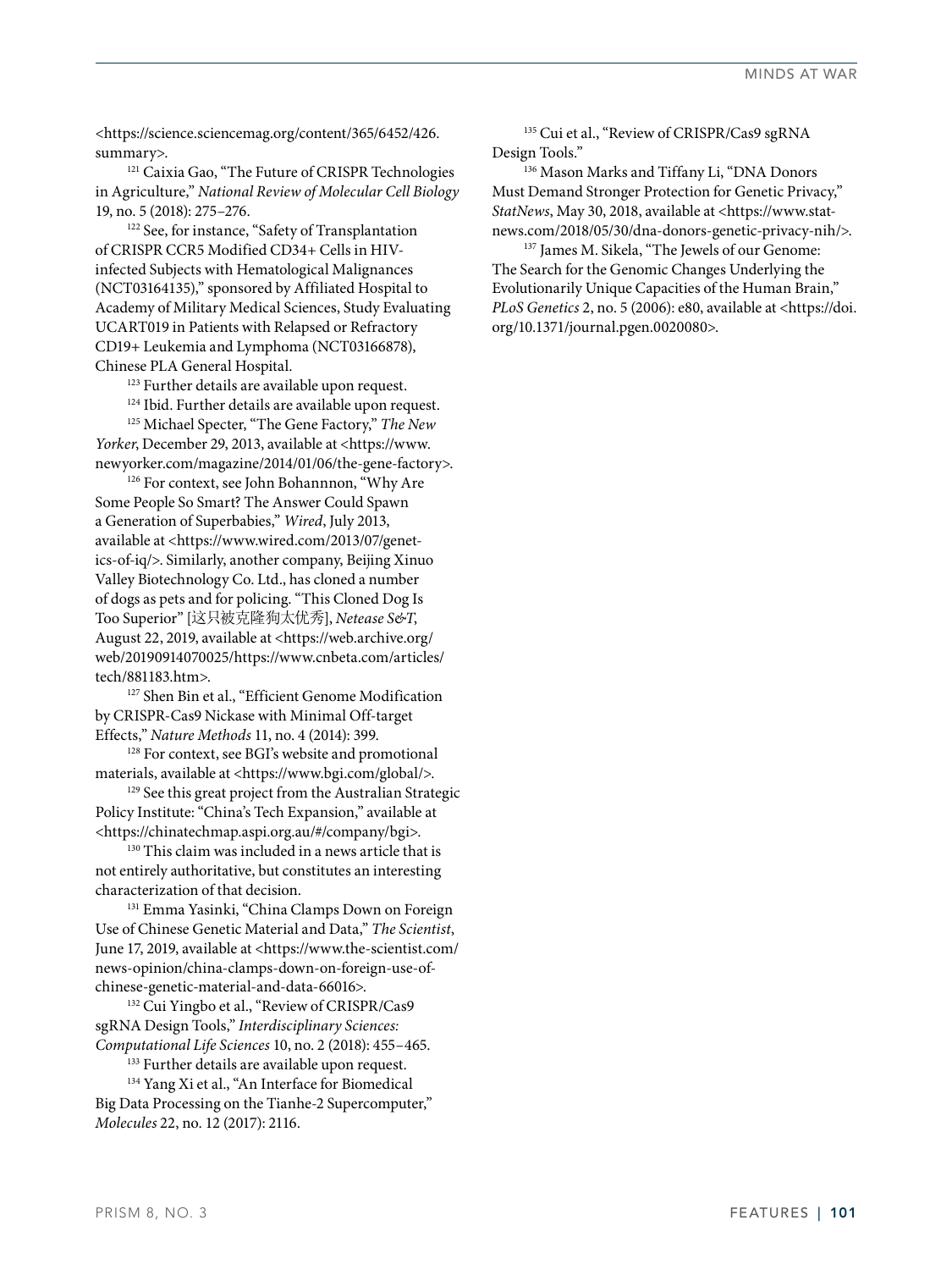<https://science.sciencemag.org/content/365/6452/426.summary>.

[121] Caixia Gao, "The Future of CRISPR Technologies in Agriculture," *National Review of Molecular Cell Biology* 19, no. 5 (2018): 275–276.

[122] See, for instance, "Safety of Transplantation of CRISPR CCR5 Modified CD34+ Cells in HIV-infected Subjects with Hematological Malignancies (NCT03164135)," sponsored by Affiliated Hospital to Academy of Military Medical Sciences, Study Evaluating UCART019 in Patients with Relapsed or Refractory CD19+ Leukemia and Lymphoma (NCT03166878), Chinese PLA General Hospital.

[123] Further details are available upon request.

[124] Ibid. Further details are available upon request.

[125] Michael Specter, "The Gene Factory," *The New Yorker*, December 29, 2013, available at <https://www.newyorker.com/magazine/2014/01/06/the-gene-factory>.

[126] For context, see John Bohannnon, "Why Are Some People So Smart? The Answer Could Spawn a Generation of Superbabies," *Wired*, July 2013, available at <https://www.wired.com/2013/07/genetics-of-iq/>. Similarly, another company, Beijing Xinuo Valley Biotechnology Co. Ltd., has cloned a number of dogs as pets and for policing. "This Cloned Dog Is Too Superior" [这只被克隆狗太优秀], *Netease S&T*, August 22, 2019, available at <https://web.archive.org/web/20190914070025/https://www.cnbeta.com/articles/tech/881183.htm>.

[127] Shen Bin et al., "Efficient Genome Modification by CRISPR-Cas9 Nickase with Minimal Off-target Effects," *Nature Methods* 11, no. 4 (2014): 399.

[128] For context, see BGI's website and promotional materials, available at <https://www.bgi.com/global/>.

[129] See this great project from the Australian Strategic Policy Institute: "China's Tech Expansion," available at <https://chinatechmap.aspi.org.au/#/company/bgi>.

[130] This claim was included in a news article that is not entirely authoritative, but constitutes an interesting characterization of that decision.

[131] Emma Yasinki, "China Clamps Down on Foreign Use of Chinese Genetic Material and Data," *The Scientist*, June 17, 2019, available at <https://www.the-scientist.com/news-opinion/china-clamps-down-on-foreign-use-of-chinese-genetic-material-and-data-66016>.

[132] Cui Yingbo et al., "Review of CRISPR/Cas9 sgRNA Design Tools," *Interdisciplinary Sciences: Computational Life Sciences* 10, no. 2 (2018): 455–465.

[133] Further details are available upon request.

[134] Yang Xi et al., "An Interface for Biomedical Big Data Processing on the Tianhe-2 Supercomputer," *Molecules* 22, no. 12 (2017): 2116.

[135] Cui et al., "Review of CRISPR/Cas9 sgRNA Design Tools."

[136] Mason Marks and Tiffany Li, "DNA Donors Must Demand Stronger Protection for Genetic Privacy," *StatNews*, May 30, 2018, available at <https://www.statnews.com/2018/05/30/dna-donors-genetic-privacy-nih/>.

[137] James M. Sikela, "The Jewels of our Genome: The Search for the Genomic Changes Underlying the Evolutionarily Unique Capacities of the Human Brain," *PLoS Genetics* 2, no. 5 (2006): e80, available at <https://doi.org/10.1371/journal.pgen.0020080>.